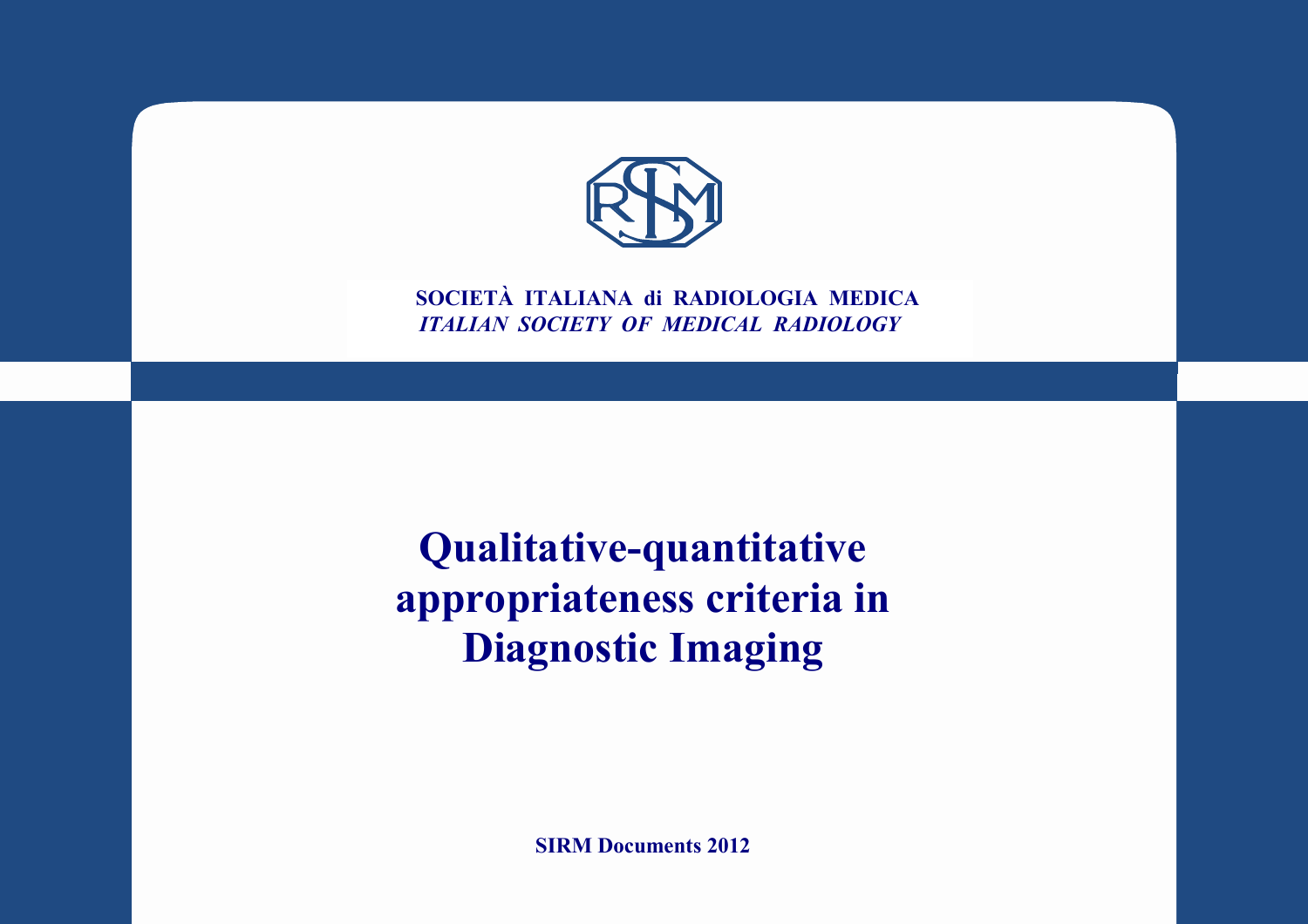**SOCIETÀ ITALIANA di RADIOLOGIA MEDICA**

***ITALIAN SOCIETY OF MEDICAL RADIOLOGY***

# Qualitative-quantitative appropriateness criteria in Diagnostic Imaging

**SIRM Documents 2012**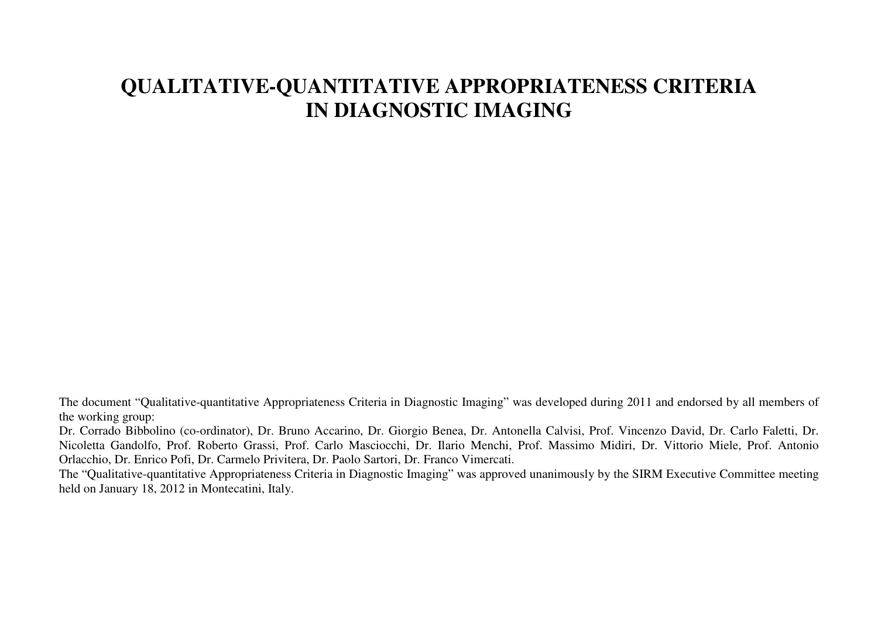# QUALITATIVE-QUANTITATIVE APPROPRIATENESS CRITERIA IN DIAGNOSTIC IMAGING

The document "Qualitative-quantitative Appropriateness Criteria in Diagnostic Imaging" was developed during 2011 and endorsed by all members of the working group:

Dr. Corrado Bibbolino (co-ordinator), Dr. Bruno Accarino, Dr. Giorgio Benea, Dr. Antonella Calvisi, Prof. Vincenzo David, Dr. Carlo Faletti, Dr. Nicoletta Gandolfo, Prof. Roberto Grassi, Prof. Carlo Masciocchi, Dr. Ilario Menchi, Prof. Massimo Midiri, Dr. Vittorio Miele, Prof. Antonio Orlacchio, Dr. Enrico Pofi, Dr. Carmelo Privitera, Dr. Paolo Sartori, Dr. Franco Vimercati.

The "Qualitative-quantitative Appropriateness Criteria in Diagnostic Imaging" was approved unanimously by the SIRM Executive Committee meeting held on January 18, 2012 in Montecatini, Italy.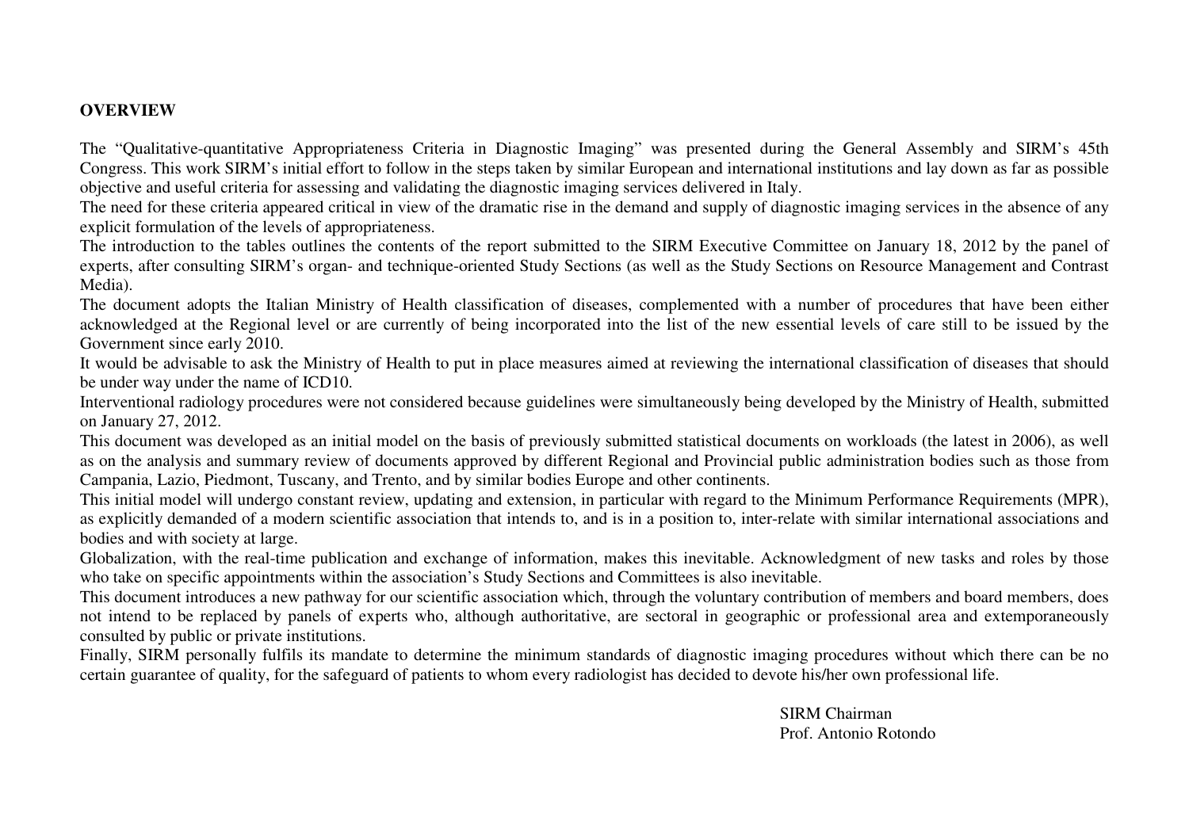## OVERVIEW

The "Qualitative-quantitative Appropriateness Criteria in Diagnostic Imaging" was presented during the General Assembly and SIRM's 45th Congress. This work SIRM's initial effort to follow in the steps taken by similar European and international institutions and lay down as far as possible objective and useful criteria for assessing and validating the diagnostic imaging services delivered in Italy.

The need for these criteria appeared critical in view of the dramatic rise in the demand and supply of diagnostic imaging services in the absence of any explicit formulation of the levels of appropriateness.

The introduction to the tables outlines the contents of the report submitted to the SIRM Executive Committee on January 18, 2012 by the panel of experts, after consulting SIRM's organ- and technique-oriented Study Sections (as well as the Study Sections on Resource Management and Contrast Media).

The document adopts the Italian Ministry of Health classification of diseases, complemented with a number of procedures that have been either acknowledged at the Regional level or are currently of being incorporated into the list of the new essential levels of care still to be issued by the Government since early 2010.

It would be advisable to ask the Ministry of Health to put in place measures aimed at reviewing the international classification of diseases that should be under way under the name of ICD10.

Interventional radiology procedures were not considered because guidelines were simultaneously being developed by the Ministry of Health, submitted on January 27, 2012.

This document was developed as an initial model on the basis of previously submitted statistical documents on workloads (the latest in 2006), as well as on the analysis and summary review of documents approved by different Regional and Provincial public administration bodies such as those from Campania, Lazio, Piedmont, Tuscany, and Trento, and by similar bodies Europe and other continents.

This initial model will undergo constant review, updating and extension, in particular with regard to the Minimum Performance Requirements (MPR), as explicitly demanded of a modern scientific association that intends to, and is in a position to, inter-relate with similar international associations and bodies and with society at large.

Globalization, with the real-time publication and exchange of information, makes this inevitable. Acknowledgment of new tasks and roles by those who take on specific appointments within the association's Study Sections and Committees is also inevitable.

This document introduces a new pathway for our scientific association which, through the voluntary contribution of members and board members, does not intend to be replaced by panels of experts who, although authoritative, are sectoral in geographic or professional area and extemporaneously consulted by public or private institutions.

Finally, SIRM personally fulfils its mandate to determine the minimum standards of diagnostic imaging procedures without which there can be no certain guarantee of quality, for the safeguard of patients to whom every radiologist has decided to devote his/her own professional life.

SIRM Chairman
Prof. Antonio Rotondo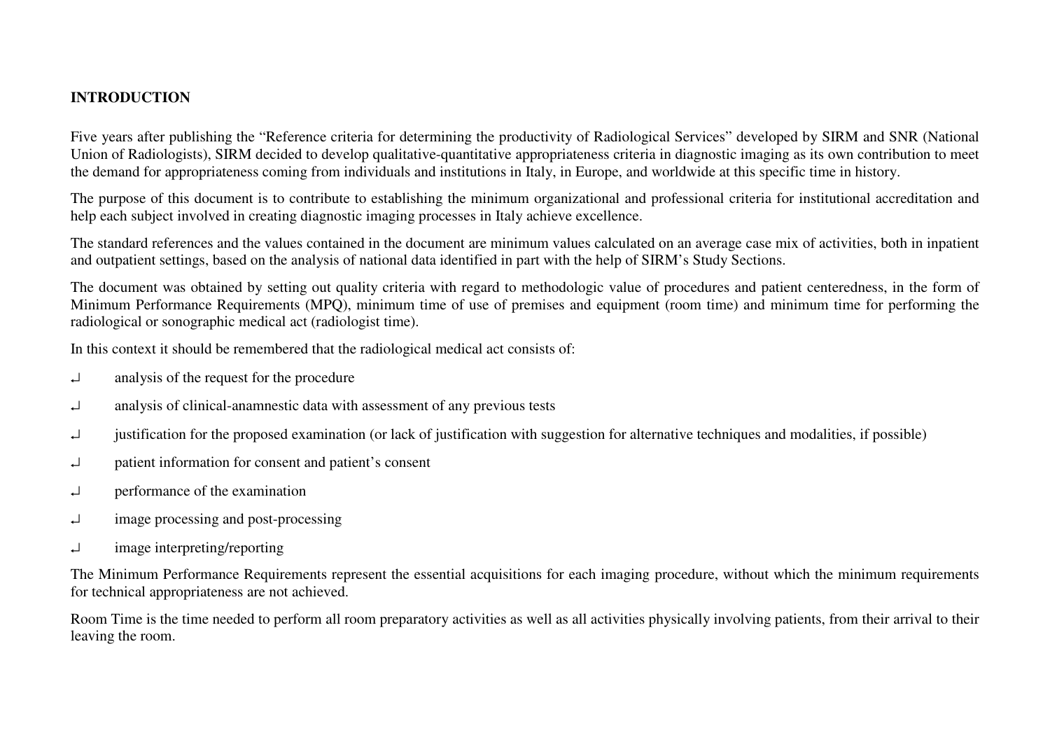**INTRODUCTION**

Five years after publishing the "Reference criteria for determining the productivity of Radiological Services" developed by SIRM and SNR (National Union of Radiologists), SIRM decided to develop qualitative-quantitative appropriateness criteria in diagnostic imaging as its own contribution to meet the demand for appropriateness coming from individuals and institutions in Italy, in Europe, and worldwide at this specific time in history.

The purpose of this document is to contribute to establishing the minimum organizational and professional criteria for institutional accreditation and help each subject involved in creating diagnostic imaging processes in Italy achieve excellence.

The standard references and the values contained in the document are minimum values calculated on an average case mix of activities, both in inpatient and outpatient settings, based on the analysis of national data identified in part with the help of SIRM's Study Sections.

The document was obtained by setting out quality criteria with regard to methodologic value of procedures and patient centeredness, in the form of Minimum Performance Requirements (MPQ), minimum time of use of premises and equipment (room time) and minimum time for performing the radiological or sonographic medical act (radiologist time).

In this context it should be remembered that the radiological medical act consists of:

- analysis of the request for the procedure
- analysis of clinical-anamnestic data with assessment of any previous tests
- justification for the proposed examination (or lack of justification with suggestion for alternative techniques and modalities, if possible)
- patient information for consent and patient's consent
- performance of the examination
- image processing and post-processing
- image interpreting/reporting

The Minimum Performance Requirements represent the essential acquisitions for each imaging procedure, without which the minimum requirements for technical appropriateness are not achieved.

Room Time is the time needed to perform all room preparatory activities as well as all activities physically involving patients, from their arrival to their leaving the room.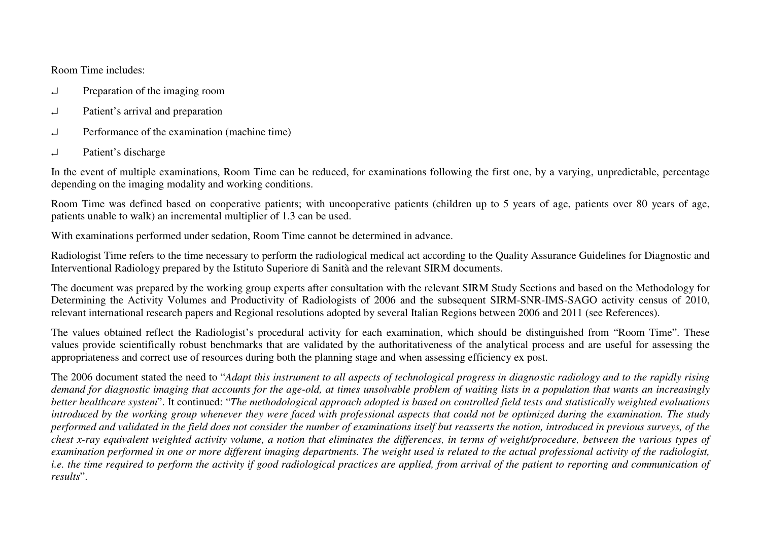Room Time includes:

- Preparation of the imaging room
- Patient's arrival and preparation
- Performance of the examination (machine time)
- Patient's discharge

In the event of multiple examinations, Room Time can be reduced, for examinations following the first one, by a varying, unpredictable, percentage depending on the imaging modality and working conditions.

Room Time was defined based on cooperative patients; with uncooperative patients (children up to 5 years of age, patients over 80 years of age, patients unable to walk) an incremental multiplier of 1.3 can be used.

With examinations performed under sedation, Room Time cannot be determined in advance.

Radiologist Time refers to the time necessary to perform the radiological medical act according to the Quality Assurance Guidelines for Diagnostic and Interventional Radiology prepared by the Istituto Superiore di Sanità and the relevant SIRM documents.

The document was prepared by the working group experts after consultation with the relevant SIRM Study Sections and based on the Methodology for Determining the Activity Volumes and Productivity of Radiologists of 2006 and the subsequent SIRM-SNR-IMS-SAGO activity census of 2010, relevant international research papers and Regional resolutions adopted by several Italian Regions between 2006 and 2011 (see References).

The values obtained reflect the Radiologist's procedural activity for each examination, which should be distinguished from "Room Time". These values provide scientifically robust benchmarks that are validated by the authoritativeness of the analytical process and are useful for assessing the appropriateness and correct use of resources during both the planning stage and when assessing efficiency ex post.

The 2006 document stated the need to "*Adapt this instrument to all aspects of technological progress in diagnostic radiology and to the rapidly rising demand for diagnostic imaging that accounts for the age-old, at times unsolvable problem of waiting lists in a population that wants an increasingly better healthcare system*". It continued: "*The methodological approach adopted is based on controlled field tests and statistically weighted evaluations introduced by the working group whenever they were faced with professional aspects that could not be optimized during the examination. The study performed and validated in the field does not consider the number of examinations itself but reasserts the notion, introduced in previous surveys, of the chest x-ray equivalent weighted activity volume, a notion that eliminates the differences, in terms of weight/procedure, between the various types of examination performed in one or more different imaging departments. The weight used is related to the actual professional activity of the radiologist, i.e. the time required to perform the activity if good radiological practices are applied, from arrival of the patient to reporting and communication of results*".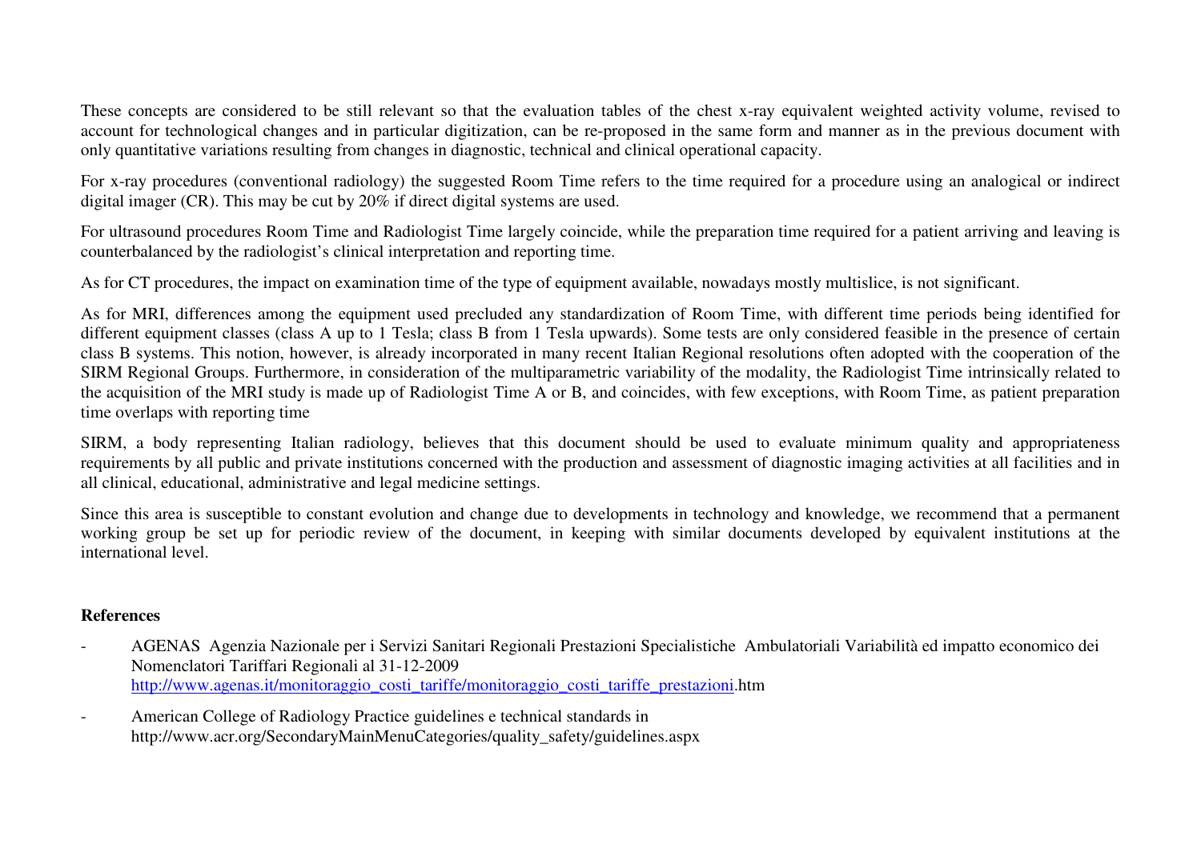These concepts are considered to be still relevant so that the evaluation tables of the chest x-ray equivalent weighted activity volume, revised to account for technological changes and in particular digitization, can be re-proposed in the same form and manner as in the previous document with only quantitative variations resulting from changes in diagnostic, technical and clinical operational capacity.

For x-ray procedures (conventional radiology) the suggested Room Time refers to the time required for a procedure using an analogical or indirect digital imager (CR). This may be cut by 20% if direct digital systems are used.

For ultrasound procedures Room Time and Radiologist Time largely coincide, while the preparation time required for a patient arriving and leaving is counterbalanced by the radiologist's clinical interpretation and reporting time.

As for CT procedures, the impact on examination time of the type of equipment available, nowadays mostly multislice, is not significant.

As for MRI, differences among the equipment used precluded any standardization of Room Time, with different time periods being identified for different equipment classes (class A up to 1 Tesla; class B from 1 Tesla upwards). Some tests are only considered feasible in the presence of certain class B systems. This notion, however, is already incorporated in many recent Italian Regional resolutions often adopted with the cooperation of the SIRM Regional Groups. Furthermore, in consideration of the multiparametric variability of the modality, the Radiologist Time intrinsically related to the acquisition of the MRI study is made up of Radiologist Time A or B, and coincides, with few exceptions, with Room Time, as patient preparation time overlaps with reporting time

SIRM, a body representing Italian radiology, believes that this document should be used to evaluate minimum quality and appropriateness requirements by all public and private institutions concerned with the production and assessment of diagnostic imaging activities at all facilities and in all clinical, educational, administrative and legal medicine settings.

Since this area is susceptible to constant evolution and change due to developments in technology and knowledge, we recommend that a permanent working group be set up for periodic review of the document, in keeping with similar documents developed by equivalent institutions at the international level.

**References**

- AGENAS Agenzia Nazionale per i Servizi Sanitari Regionali Prestazioni Specialistiche Ambulatoriali Variabilità ed impatto economico dei Nomenclatori Tariffari Regionali al 31-12-2009
  http://www.agenas.it/monitoraggio_costi_tariffe/monitoraggio_costi_tariffe_prestazioni.htm
- American College of Radiology Practice guidelines e technical standards in
  http://www.acr.org/SecondaryMainMenuCategories/quality_safety/guidelines.aspx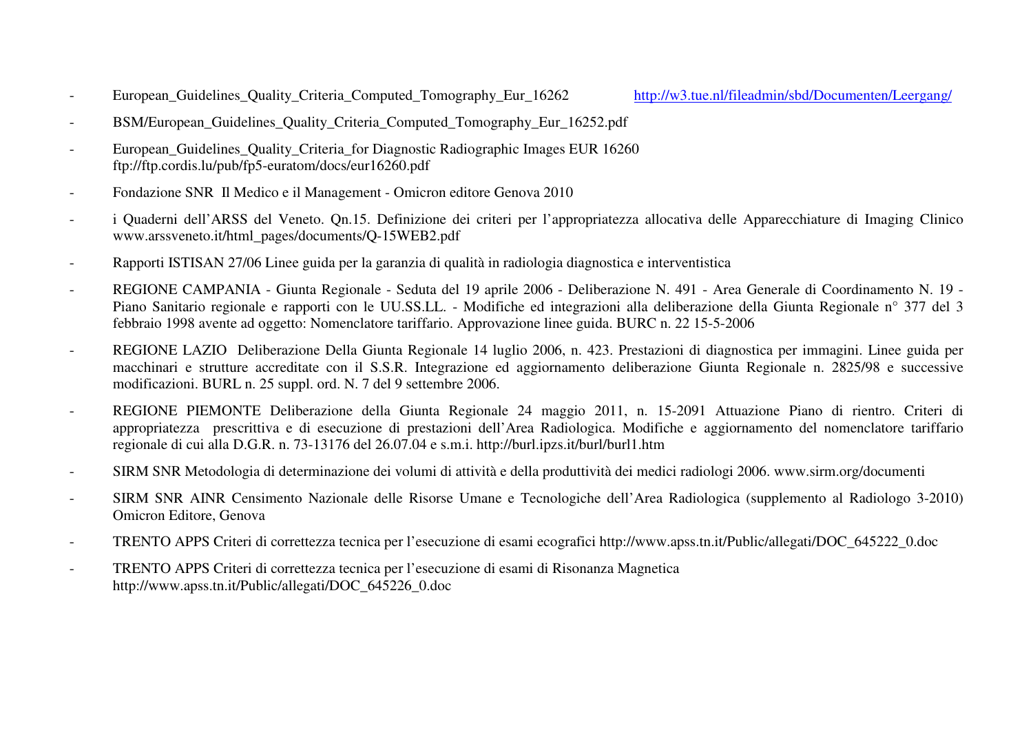- European_Guidelines_Quality_Criteria_Computed_Tomography_Eur_16262 http://w3.tue.nl/fileadmin/sbd/Documenten/Leergang/
- BSM/European_Guidelines_Quality_Criteria_Computed_Tomography_Eur_16252.pdf
- European_Guidelines_Quality_Criteria_for Diagnostic Radiographic Images EUR 16260 ftp://ftp.cordis.lu/pub/fp5-euratom/docs/eur16260.pdf
- Fondazione SNR Il Medico e il Management - Omicron editore Genova 2010
- i Quaderni dell'ARSS del Veneto. Qn.15. Definizione dei criteri per l'appropriatezza allocativa delle Apparecchiature di Imaging Clinico www.arssveneto.it/html_pages/documents/Q-15WEB2.pdf
- Rapporti ISTISAN 27/06 Linee guida per la garanzia di qualità in radiologia diagnostica e interventistica
- REGIONE CAMPANIA - Giunta Regionale - Seduta del 19 aprile 2006 - Deliberazione N. 491 - Area Generale di Coordinamento N. 19 - Piano Sanitario regionale e rapporti con le UU.SS.LL. - Modifiche ed integrazioni alla deliberazione della Giunta Regionale n° 377 del 3 febbraio 1998 avente ad oggetto: Nomenclatore tariffario. Approvazione linee guida. BURC n. 22 15-5-2006
- REGIONE LAZIO Deliberazione Della Giunta Regionale 14 luglio 2006, n. 423. Prestazioni di diagnostica per immagini. Linee guida per macchinari e strutture accreditate con il S.S.R. Integrazione ed aggiornamento deliberazione Giunta Regionale n. 2825/98 e successive modificazioni. BURL n. 25 suppl. ord. N. 7 del 9 settembre 2006.
- REGIONE PIEMONTE Deliberazione della Giunta Regionale 24 maggio 2011, n. 15-2091 Attuazione Piano di rientro. Criteri di appropriatezza prescrittiva e di esecuzione di prestazioni dell'Area Radiologica. Modifiche e aggiornamento del nomenclatore tariffario regionale di cui alla D.G.R. n. 73-13176 del 26.07.04 e s.m.i. http://burl.ipzs.it/burl/burl1.htm
- SIRM SNR Metodologia di determinazione dei volumi di attività e della produttività dei medici radiologi 2006. www.sirm.org/documenti
- SIRM SNR AINR Censimento Nazionale delle Risorse Umane e Tecnologiche dell'Area Radiologica (supplemento al Radiologo 3-2010) Omicron Editore, Genova
- TRENTO APPS Criteri di correttezza tecnica per l'esecuzione di esami ecografici http://www.apss.tn.it/Public/allegati/DOC_645222_0.doc
- TRENTO APPS Criteri di correttezza tecnica per l'esecuzione di esami di Risonanza Magnetica http://www.apss.tn.it/Public/allegati/DOC_645226_0.doc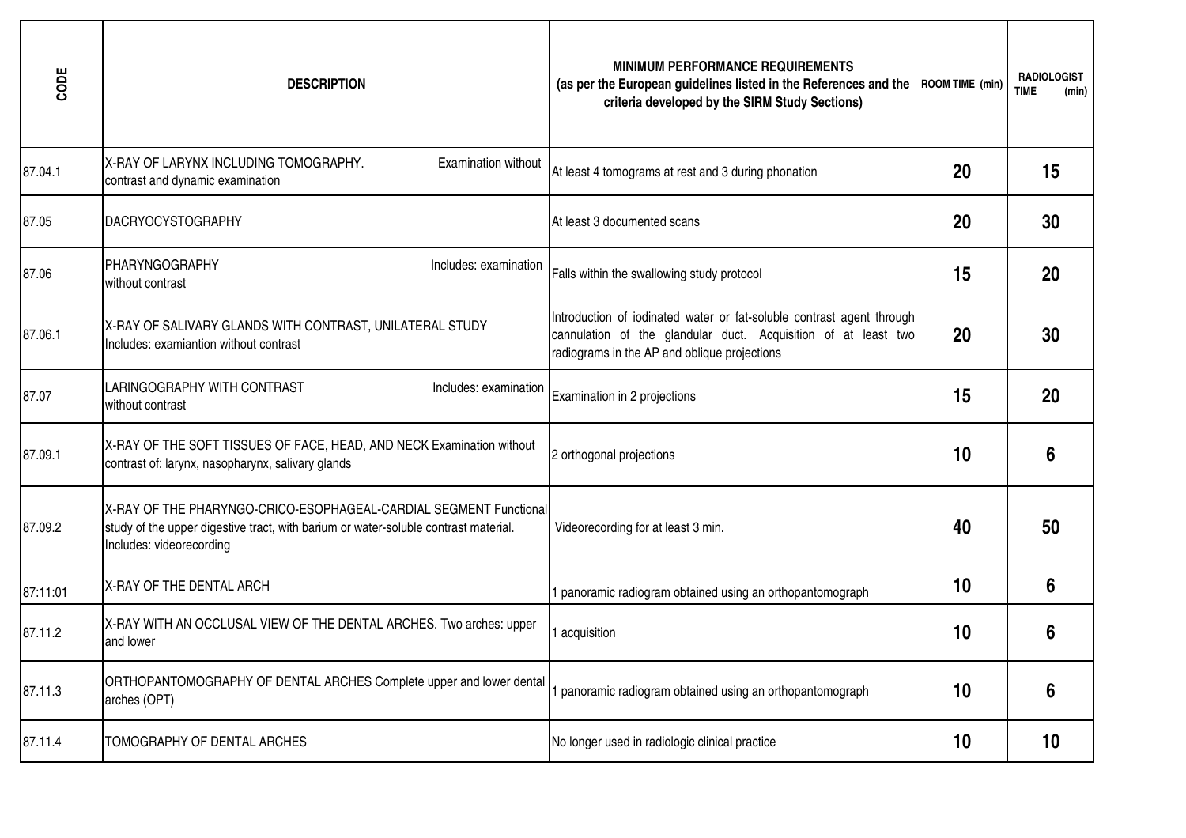| CODE | DESCRIPTION | MINIMUM PERFORMANCE REQUIREMENTS (as per the European guidelines listed in the References and the criteria developed by the SIRM Study Sections) | ROOM TIME (min) | RADIOLOGIST TIME (min) |
|---|---|---|---|---|
| 87.04.1 | X-RAY OF LARYNX INCLUDING TOMOGRAPHY. Examination without contrast and dynamic examination | At least 4 tomograms at rest and 3 during phonation | 20 | 15 |
| 87.05 | DACRYOCYSTOGRAPHY | At least 3 documented scans | 20 | 30 |
| 87.06 | PHARYNGOGRAPHY Includes: examination without contrast | Falls within the swallowing study protocol | 15 | 20 |
| 87.06.1 | X-RAY OF SALIVARY GLANDS WITH CONTRAST, UNILATERAL STUDY Includes: examiantion without contrast | Introduction of iodinated water or fat-soluble contrast agent through cannulation of the glandular duct. Acquisition of at least two radiograms in the AP and oblique projections | 20 | 30 |
| 87.07 | LARINGOGRAPHY WITH CONTRAST Includes: examination without contrast | Examination in 2 projections | 15 | 20 |
| 87.09.1 | X-RAY OF THE SOFT TISSUES OF FACE, HEAD, AND NECK Examination without contrast of: larynx, nasopharynx, salivary glands | 2 orthogonal projections | 10 | 6 |
| 87.09.2 | X-RAY OF THE PHARYNGO-CRICO-ESOPHAGEAL-CARDIAL SEGMENT Functional study of the upper digestive tract, with barium or water-soluble contrast material. Includes: videorecording | Videorecording for at least 3 min. | 40 | 50 |
| 87:11:01 | X-RAY OF THE DENTAL ARCH | 1 panoramic radiogram obtained using an orthopantomograph | 10 | 6 |
| 87.11.2 | X-RAY WITH AN OCCLUSAL VIEW OF THE DENTAL ARCHES. Two arches: upper and lower | 1 acquisition | 10 | 6 |
| 87.11.3 | ORTHOPANTOMOGRAPHY OF DENTAL ARCHES Complete upper and lower dental arches (OPT) | 1 panoramic radiogram obtained using an orthopantomograph | 10 | 6 |
| 87.11.4 | TOMOGRAPHY OF DENTAL ARCHES | No longer used in radiologic clinical practice | 10 | 10 |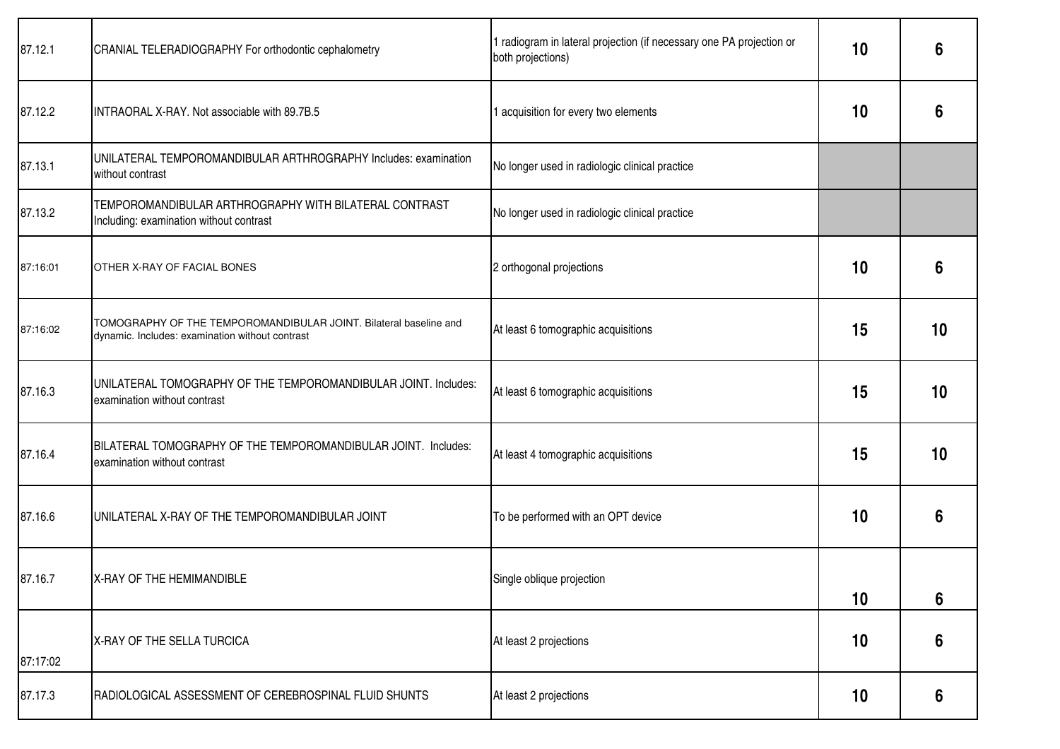| | | | | |
|---|---|---|---|---|
| 87.12.1 | CRANIAL TELERADIOGRAPHY For orthodontic cephalometry | 1 radiogram in lateral projection (if necessary one PA projection or both projections) | 10 | 6 |
| 87.12.2 | INTRAORAL X-RAY. Not associable with 89.7B.5 | 1 acquisition for every two elements | 10 | 6 |
| 87.13.1 | UNILATERAL TEMPOROMANDIBULAR ARTHROGRAPHY Includes: examination without contrast | No longer used in radiologic clinical practice | | |
| 87.13.2 | TEMPOROMANDIBULAR ARTHROGRAPHY WITH BILATERAL CONTRAST Including: examination without contrast | No longer used in radiologic clinical practice | | |
| 87:16:01 | OTHER X-RAY OF FACIAL BONES | 2 orthogonal projections | 10 | 6 |
| 87:16:02 | TOMOGRAPHY OF THE TEMPOROMANDIBULAR JOINT. Bilateral baseline and dynamic. Includes: examination without contrast | At least 6 tomographic acquisitions | 15 | 10 |
| 87.16.3 | UNILATERAL TOMOGRAPHY OF THE TEMPOROMANDIBULAR JOINT. Includes: examination without contrast | At least 6 tomographic acquisitions | 15 | 10 |
| 87.16.4 | BILATERAL TOMOGRAPHY OF THE TEMPOROMANDIBULAR JOINT. Includes: examination without contrast | At least 4 tomographic acquisitions | 15 | 10 |
| 87.16.6 | UNILATERAL X-RAY OF THE TEMPOROMANDIBULAR JOINT | To be performed with an OPT device | 10 | 6 |
| 87.16.7 | X-RAY OF THE HEMIMANDIBLE | Single oblique projection | 10 | 6 |
| 87:17:02 | X-RAY OF THE SELLA TURCICA | At least 2 projections | 10 | 6 |
| 87.17.3 | RADIOLOGICAL ASSESSMENT OF CEREBROSPINAL FLUID SHUNTS | At least 2 projections | 10 | 6 |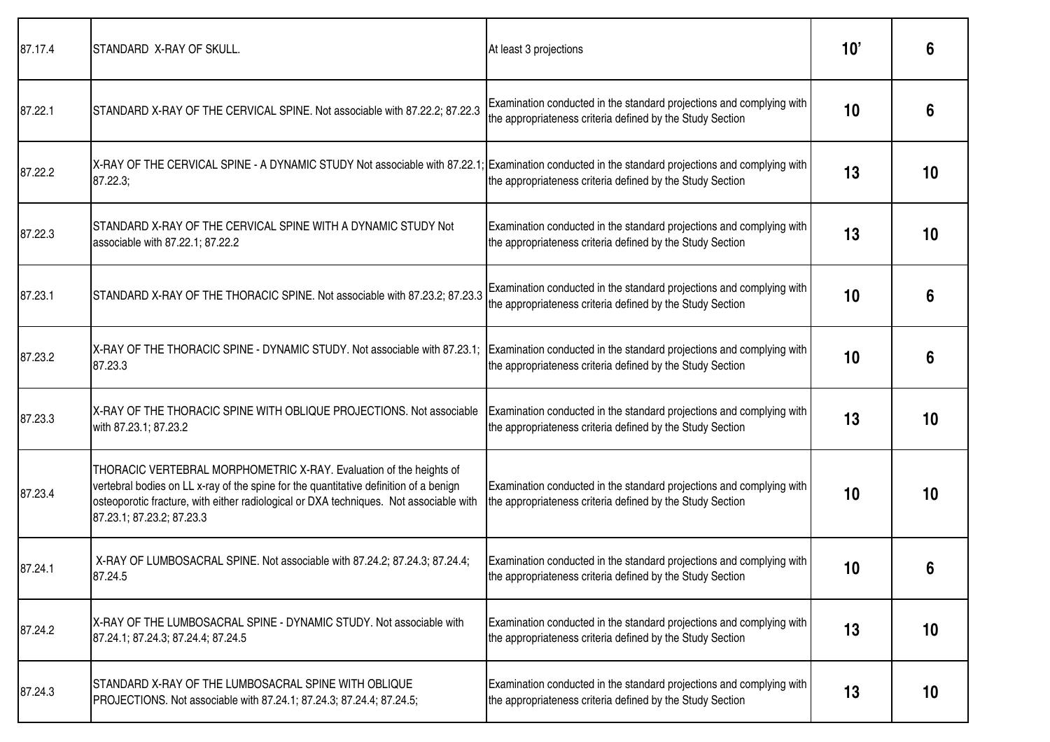| | | | | |
|---|---|---|---|---|
| 87.17.4 | STANDARD X-RAY OF SKULL. | At least 3 projections | 10' | 6 |
| 87.22.1 | STANDARD X-RAY OF THE CERVICAL SPINE. Not associable with 87.22.2; 87.22.3 | Examination conducted in the standard projections and complying with the appropriateness criteria defined by the Study Section | 10 | 6 |
| 87.22.2 | X-RAY OF THE CERVICAL SPINE - A DYNAMIC STUDY Not associable with 87.22.1; 87.22.3; | Examination conducted in the standard projections and complying with the appropriateness criteria defined by the Study Section | 13 | 10 |
| 87.22.3 | STANDARD X-RAY OF THE CERVICAL SPINE WITH A DYNAMIC STUDY Not associable with 87.22.1; 87.22.2 | Examination conducted in the standard projections and complying with the appropriateness criteria defined by the Study Section | 13 | 10 |
| 87.23.1 | STANDARD X-RAY OF THE THORACIC SPINE. Not associable with 87.23.2; 87.23.3 | Examination conducted in the standard projections and complying with the appropriateness criteria defined by the Study Section | 10 | 6 |
| 87.23.2 | X-RAY OF THE THORACIC SPINE - DYNAMIC STUDY. Not associable with 87.23.1; 87.23.3 | Examination conducted in the standard projections and complying with the appropriateness criteria defined by the Study Section | 10 | 6 |
| 87.23.3 | X-RAY OF THE THORACIC SPINE WITH OBLIQUE PROJECTIONS. Not associable with 87.23.1; 87.23.2 | Examination conducted in the standard projections and complying with the appropriateness criteria defined by the Study Section | 13 | 10 |
| 87.23.4 | THORACIC VERTEBRAL MORPHOMETRIC X-RAY. Evaluation of the heights of vertebral bodies on LL x-ray of the spine for the quantitative definition of a benign osteoporotic fracture, with either radiological or DXA techniques. Not associable with 87.23.1; 87.23.2; 87.23.3 | Examination conducted in the standard projections and complying with the appropriateness criteria defined by the Study Section | 10 | 10 |
| 87.24.1 | X-RAY OF LUMBOSACRAL SPINE. Not associable with 87.24.2; 87.24.3; 87.24.4; 87.24.5 | Examination conducted in the standard projections and complying with the appropriateness criteria defined by the Study Section | 10 | 6 |
| 87.24.2 | X-RAY OF THE LUMBOSACRAL SPINE - DYNAMIC STUDY. Not associable with 87.24.1; 87.24.3; 87.24.4; 87.24.5 | Examination conducted in the standard projections and complying with the appropriateness criteria defined by the Study Section | 13 | 10 |
| 87.24.3 | STANDARD X-RAY OF THE LUMBOSACRAL SPINE WITH OBLIQUE PROJECTIONS. Not associable with 87.24.1; 87.24.3; 87.24.4; 87.24.5; | Examination conducted in the standard projections and complying with the appropriateness criteria defined by the Study Section | 13 | 10 |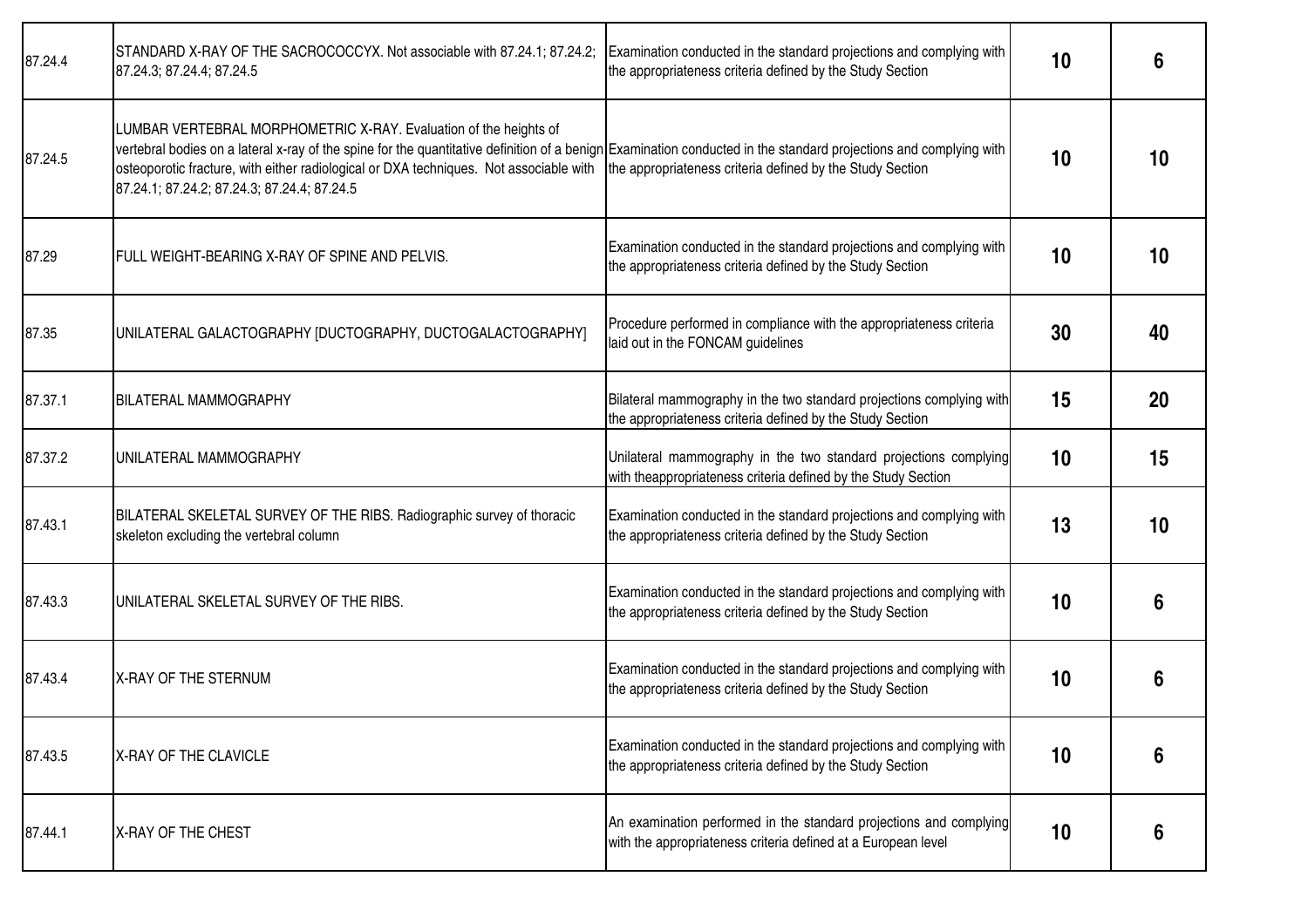| | | | | |
|---|---|---|---|---|
| 87.24.4 | STANDARD X-RAY OF THE SACROCOCCYX. Not associable with 87.24.1; 87.24.2; 87.24.3; 87.24.4; 87.24.5 | Examination conducted in the standard projections and complying with the appropriateness criteria defined by the Study Section | **10** | **6** |
| 87.24.5 | LUMBAR VERTEBRAL MORPHOMETRIC X-RAY. Evaluation of the heights of vertebral bodies on a lateral x-ray of the spine for the quantitative definition of a benign osteoporotic fracture, with either radiological or DXA techniques. Not associable with 87.24.1; 87.24.2; 87.24.3; 87.24.4; 87.24.5 | Examination conducted in the standard projections and complying with the appropriateness criteria defined by the Study Section | **10** | **10** |
| 87.29 | FULL WEIGHT-BEARING X-RAY OF SPINE AND PELVIS. | Examination conducted in the standard projections and complying with the appropriateness criteria defined by the Study Section | **10** | **10** |
| 87.35 | UNILATERAL GALACTOGRAPHY [DUCTOGRAPHY, DUCTOGALACTOGRAPHY] | Procedure performed in compliance with the appropriateness criteria laid out in the FONCAM guidelines | **30** | **40** |
| 87.37.1 | BILATERAL MAMMOGRAPHY | Bilateral mammography in the two standard projections complying with the appropriateness criteria defined by the Study Section | **15** | **20** |
| 87.37.2 | UNILATERAL MAMMOGRAPHY | Unilateral mammography in the two standard projections complying with theappropriateness criteria defined by the Study Section | **10** | **15** |
| 87.43.1 | BILATERAL SKELETAL SURVEY OF THE RIBS. Radiographic survey of thoracic skeleton excluding the vertebral column | Examination conducted in the standard projections and complying with the appropriateness criteria defined by the Study Section | **13** | **10** |
| 87.43.3 | UNILATERAL SKELETAL SURVEY OF THE RIBS. | Examination conducted in the standard projections and complying with the appropriateness criteria defined by the Study Section | **10** | **6** |
| 87.43.4 | X-RAY OF THE STERNUM | Examination conducted in the standard projections and complying with the appropriateness criteria defined by the Study Section | **10** | **6** |
| 87.43.5 | X-RAY OF THE CLAVICLE | Examination conducted in the standard projections and complying with the appropriateness criteria defined by the Study Section | **10** | **6** |
| 87.44.1 | X-RAY OF THE CHEST | An examination performed in the standard projections and complying with the appropriateness criteria defined at a European level | **10** | **6** |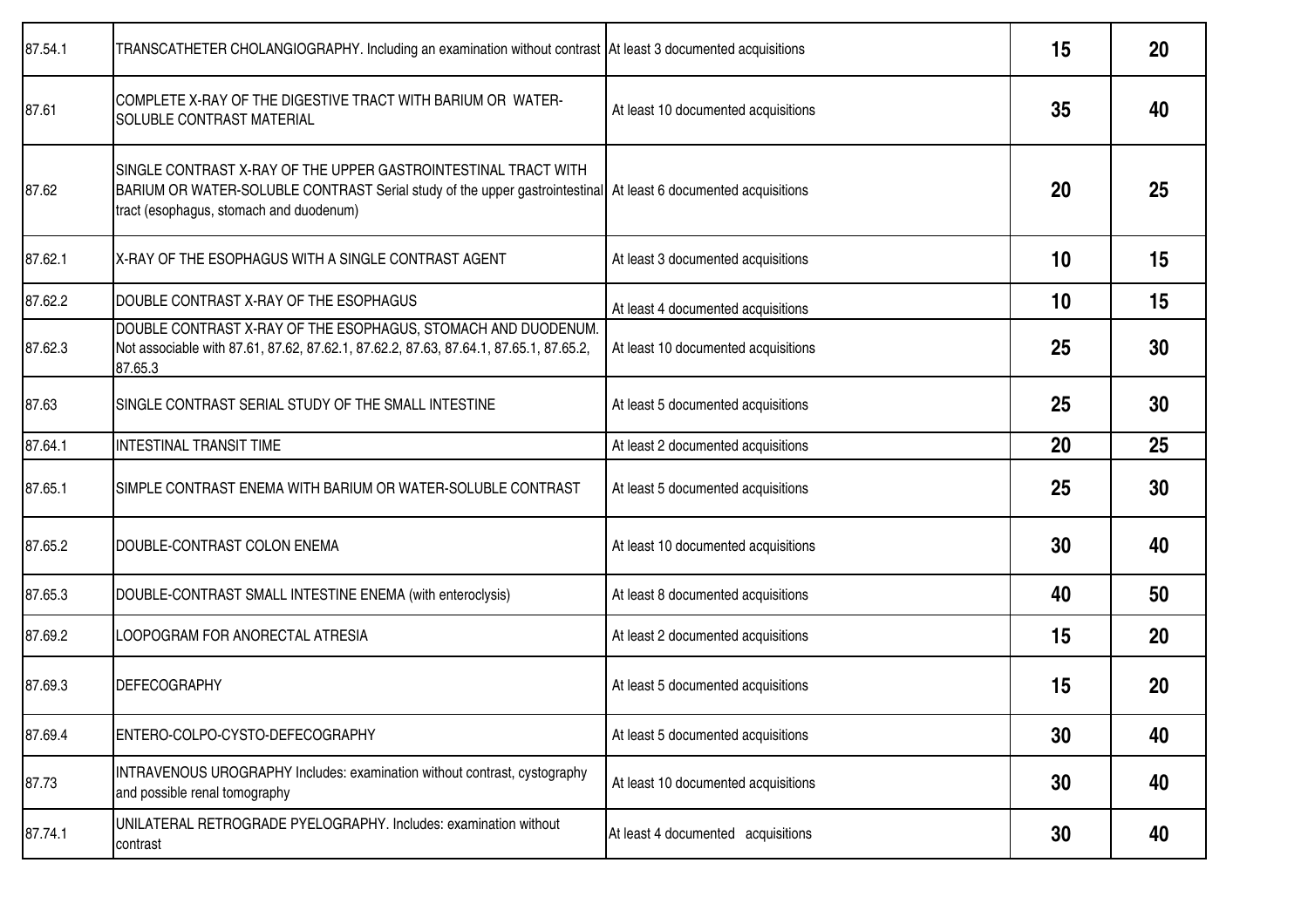| | | | | |
|---|---|---|---|---|
| 87.54.1 | TRANSCATHETER CHOLANGIOGRAPHY. Including an examination without contrast | At least 3 documented acquisitions | **15** | **20** |
| 87.61 | COMPLETE X-RAY OF THE DIGESTIVE TRACT WITH BARIUM OR WATER-SOLUBLE CONTRAST MATERIAL | At least 10 documented acquisitions | **35** | **40** |
| 87.62 | SINGLE CONTRAST X-RAY OF THE UPPER GASTROINTESTINAL TRACT WITH BARIUM OR WATER-SOLUBLE CONTRAST Serial study of the upper gastrointestinal tract (esophagus, stomach and duodenum) | At least 6 documented acquisitions | **20** | **25** |
| 87.62.1 | X-RAY OF THE ESOPHAGUS WITH A SINGLE CONTRAST AGENT | At least 3 documented acquisitions | **10** | **15** |
| 87.62.2 | DOUBLE CONTRAST X-RAY OF THE ESOPHAGUS | At least 4 documented acquisitions | **10** | **15** |
| 87.62.3 | DOUBLE CONTRAST X-RAY OF THE ESOPHAGUS, STOMACH AND DUODENUM. Not associable with 87.61, 87.62, 87.62.1, 87.62.2, 87.63, 87.64.1, 87.65.1, 87.65.2, 87.65.3 | At least 10 documented acquisitions | **25** | **30** |
| 87.63 | SINGLE CONTRAST SERIAL STUDY OF THE SMALL INTESTINE | At least 5 documented acquisitions | **25** | **30** |
| 87.64.1 | INTESTINAL TRANSIT TIME | At least 2 documented acquisitions | **20** | **25** |
| 87.65.1 | SIMPLE CONTRAST ENEMA WITH BARIUM OR WATER-SOLUBLE CONTRAST | At least 5 documented acquisitions | **25** | **30** |
| 87.65.2 | DOUBLE-CONTRAST COLON ENEMA | At least 10 documented acquisitions | **30** | **40** |
| 87.65.3 | DOUBLE-CONTRAST SMALL INTESTINE ENEMA (with enteroclysis) | At least 8 documented acquisitions | **40** | **50** |
| 87.69.2 | LOOPOGRAM FOR ANORECTAL ATRESIA | At least 2 documented acquisitions | **15** | **20** |
| 87.69.3 | DEFECOGRAPHY | At least 5 documented acquisitions | **15** | **20** |
| 87.69.4 | ENTERO-COLPO-CYSTO-DEFECOGRAPHY | At least 5 documented acquisitions | **30** | **40** |
| 87.73 | INTRAVENOUS UROGRAPHY Includes: examination without contrast, cystography and possible renal tomography | At least 10 documented acquisitions | **30** | **40** |
| 87.74.1 | UNILATERAL RETROGRADE PYELOGRAPHY. Includes: examination without contrast | At least 4 documented acquisitions | **30** | **40** |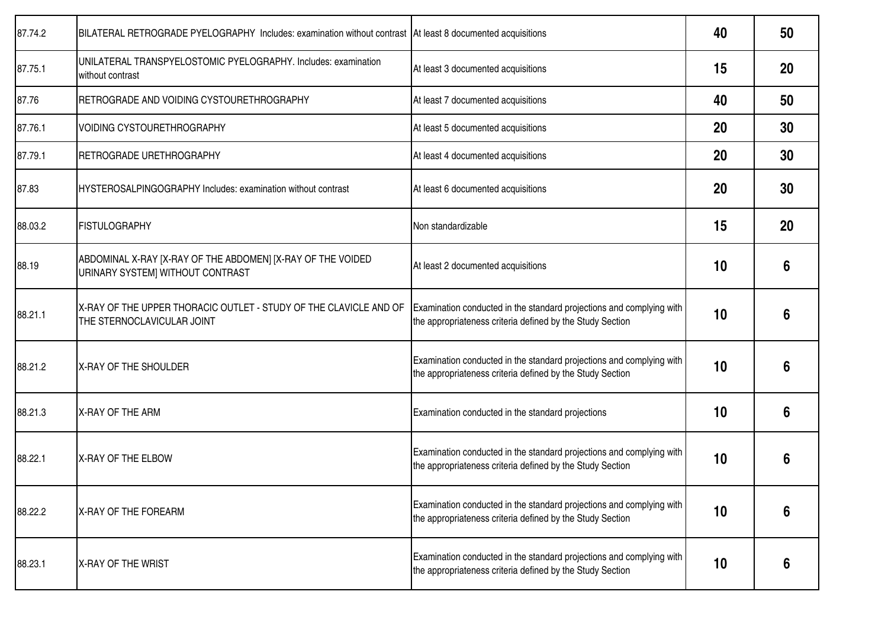| | | | | |
|---|---|---|---|---|
| 87.74.2 | BILATERAL RETROGRADE PYELOGRAPHY Includes: examination without contrast | At least 8 documented acquisitions | **40** | **50** |
| 87.75.1 | UNILATERAL TRANSPYELOSTOMIC PYELOGRAPHY. Includes: examination without contrast | At least 3 documented acquisitions | **15** | **20** |
| 87.76 | RETROGRADE AND VOIDING CYSTOURETHROGRAPHY | At least 7 documented acquisitions | **40** | **50** |
| 87.76.1 | VOIDING CYSTOURETHROGRAPHY | At least 5 documented acquisitions | **20** | **30** |
| 87.79.1 | RETROGRADE URETHROGRAPHY | At least 4 documented acquisitions | **20** | **30** |
| 87.83 | HYSTEROSALPINGOGRAPHY Includes: examination without contrast | At least 6 documented acquisitions | **20** | **30** |
| 88.03.2 | FISTULOGRAPHY | Non standardizable | **15** | **20** |
| 88.19 | ABDOMINAL X-RAY [X-RAY OF THE ABDOMEN] [X-RAY OF THE VOIDED URINARY SYSTEM] WITHOUT CONTRAST | At least 2 documented acquisitions | **10** | **6** |
| 88.21.1 | X-RAY OF THE UPPER THORACIC OUTLET - STUDY OF THE CLAVICLE AND OF THE STERNOCLAVICULAR JOINT | Examination conducted in the standard projections and complying with the appropriateness criteria defined by the Study Section | **10** | **6** |
| 88.21.2 | X-RAY OF THE SHOULDER | Examination conducted in the standard projections and complying with the appropriateness criteria defined by the Study Section | **10** | **6** |
| 88.21.3 | X-RAY OF THE ARM | Examination conducted in the standard projections | **10** | **6** |
| 88.22.1 | X-RAY OF THE ELBOW | Examination conducted in the standard projections and complying with the appropriateness criteria defined by the Study Section | **10** | **6** |
| 88.22.2 | X-RAY OF THE FOREARM | Examination conducted in the standard projections and complying with the appropriateness criteria defined by the Study Section | **10** | **6** |
| 88.23.1 | X-RAY OF THE WRIST | Examination conducted in the standard projections and complying with the appropriateness criteria defined by the Study Section | **10** | **6** |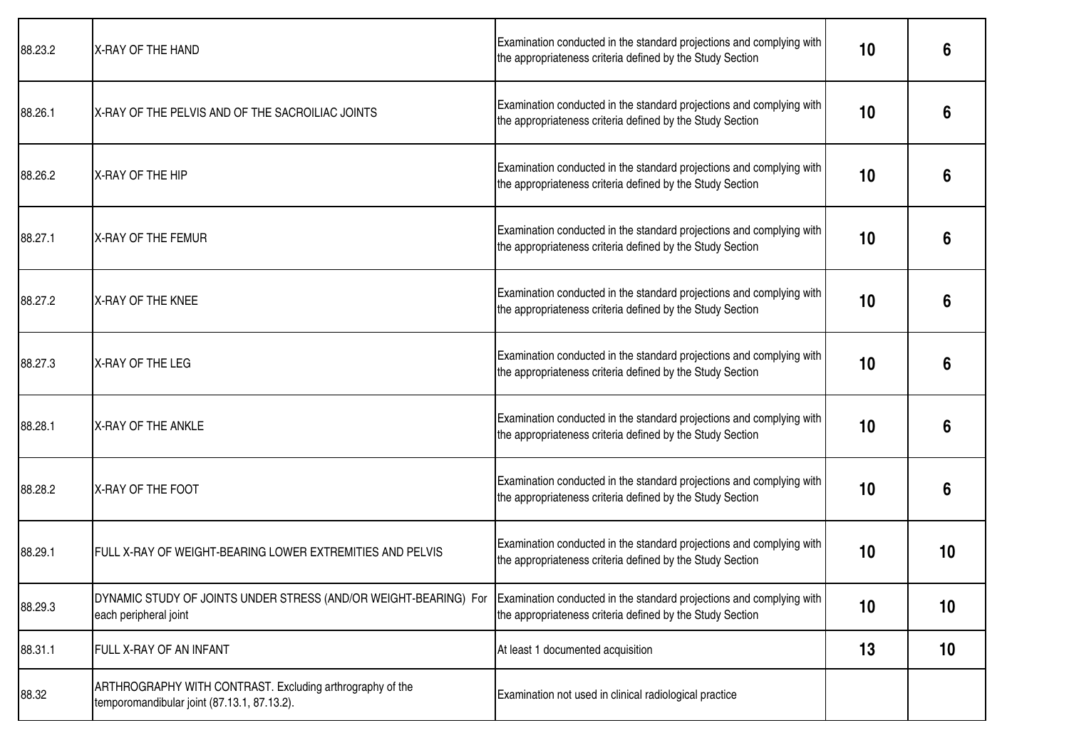| | | | | |
|---|---|---|---|---|
| 88.23.2 | X-RAY OF THE HAND | Examination conducted in the standard projections and complying with the appropriateness criteria defined by the Study Section | 10 | 6 |
| 88.26.1 | X-RAY OF THE PELVIS AND OF THE SACROILIAC JOINTS | Examination conducted in the standard projections and complying with the appropriateness criteria defined by the Study Section | 10 | 6 |
| 88.26.2 | X-RAY OF THE HIP | Examination conducted in the standard projections and complying with the appropriateness criteria defined by the Study Section | 10 | 6 |
| 88.27.1 | X-RAY OF THE FEMUR | Examination conducted in the standard projections and complying with the appropriateness criteria defined by the Study Section | 10 | 6 |
| 88.27.2 | X-RAY OF THE KNEE | Examination conducted in the standard projections and complying with the appropriateness criteria defined by the Study Section | 10 | 6 |
| 88.27.3 | X-RAY OF THE LEG | Examination conducted in the standard projections and complying with the appropriateness criteria defined by the Study Section | 10 | 6 |
| 88.28.1 | X-RAY OF THE ANKLE | Examination conducted in the standard projections and complying with the appropriateness criteria defined by the Study Section | 10 | 6 |
| 88.28.2 | X-RAY OF THE FOOT | Examination conducted in the standard projections and complying with the appropriateness criteria defined by the Study Section | 10 | 6 |
| 88.29.1 | FULL X-RAY OF WEIGHT-BEARING LOWER EXTREMITIES AND PELVIS | Examination conducted in the standard projections and complying with the appropriateness criteria defined by the Study Section | 10 | 10 |
| 88.29.3 | DYNAMIC STUDY OF JOINTS UNDER STRESS (AND/OR WEIGHT-BEARING) For each peripheral joint | Examination conducted in the standard projections and complying with the appropriateness criteria defined by the Study Section | 10 | 10 |
| 88.31.1 | FULL X-RAY OF AN INFANT | At least 1 documented acquisition | 13 | 10 |
| 88.32 | ARTHROGRAPHY WITH CONTRAST. Excluding arthrography of the temporomandibular joint (87.13.1, 87.13.2). | Examination not used in clinical radiological practice | | |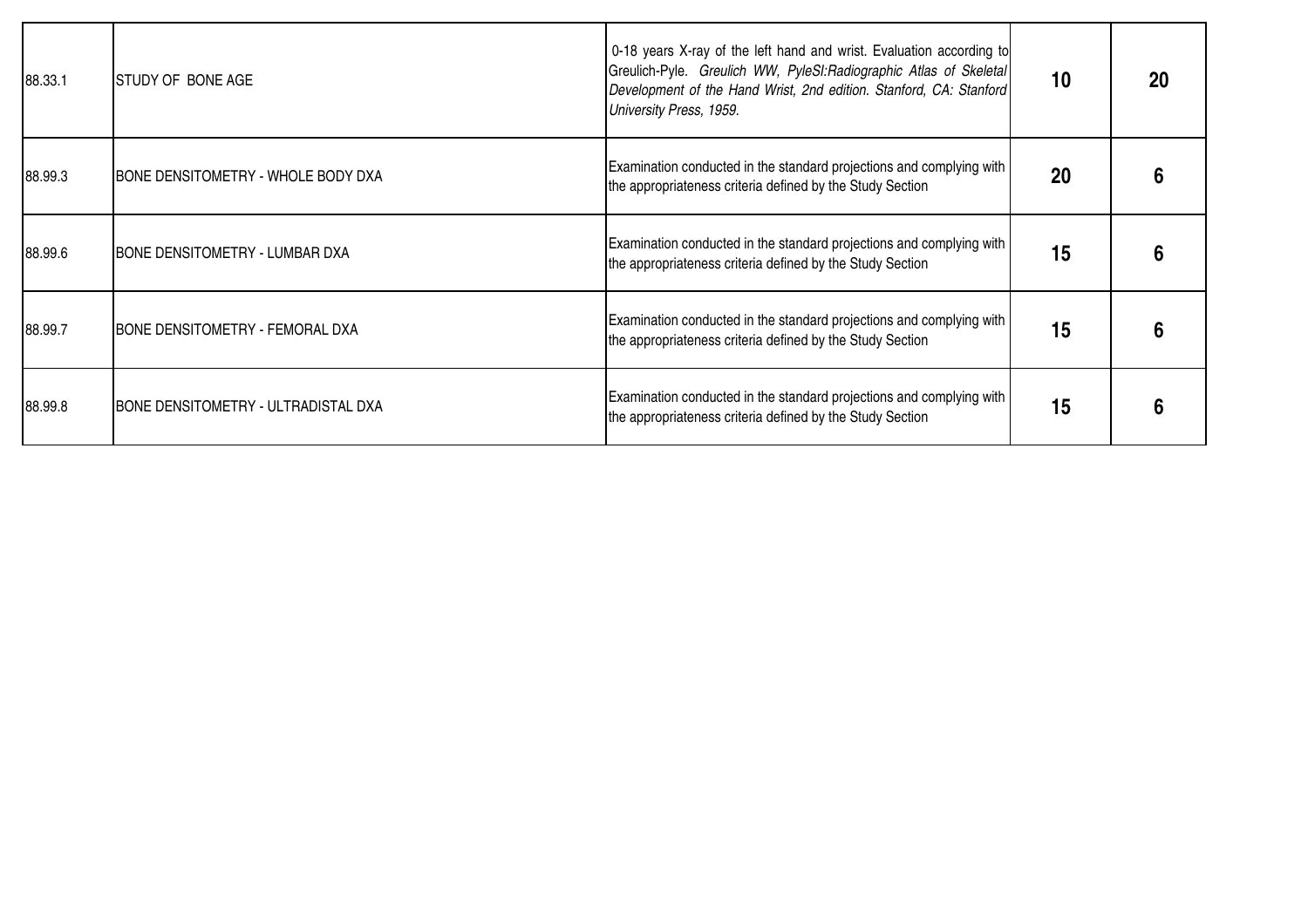| | | | | |
|---|---|---|---|---|
| 88.33.1 | STUDY OF BONE AGE | 0-18 years X-ray of the left hand and wrist. Evaluation according to Greulich-Pyle. *Greulich WW, PyleSI:Radiographic Atlas of Skeletal Development of the Hand Wrist, 2nd edition. Stanford, CA: Stanford University Press, 1959.* | **10** | **20** |
| 88.99.3 | BONE DENSITOMETRY - WHOLE BODY DXA | Examination conducted in the standard projections and complying with the appropriateness criteria defined by the Study Section | **20** | **6** |
| 88.99.6 | BONE DENSITOMETRY - LUMBAR DXA | Examination conducted in the standard projections and complying with the appropriateness criteria defined by the Study Section | **15** | **6** |
| 88.99.7 | BONE DENSITOMETRY - FEMORAL DXA | Examination conducted in the standard projections and complying with the appropriateness criteria defined by the Study Section | **15** | **6** |
| 88.99.8 | BONE DENSITOMETRY - ULTRADISTAL DXA | Examination conducted in the standard projections and complying with the appropriateness criteria defined by the Study Section | **15** | **6** |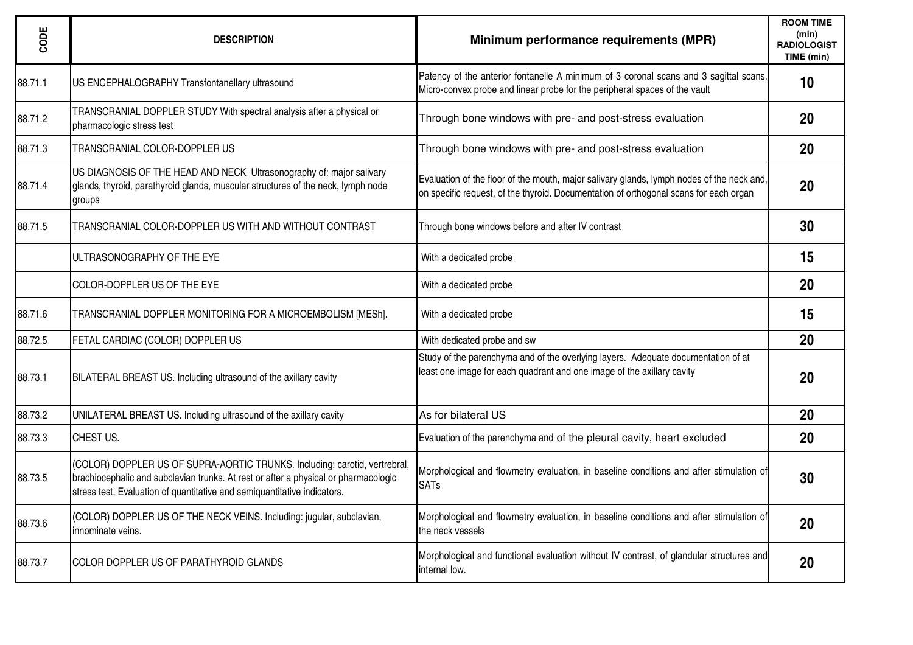| CODE | DESCRIPTION | Minimum performance requirements (MPR) | ROOM TIME (min) RADIOLOGIST TIME (min) |
|---|---|---|---|
| 88.71.1 | US ENCEPHALOGRAPHY Transfontanellary ultrasound | Patency of the anterior fontanelle A minimum of 3 coronal scans and 3 sagittal scans. Micro-convex probe and linear probe for the peripheral spaces of the vault | 10 |
| 88.71.2 | TRANSCRANIAL DOPPLER STUDY With spectral analysis after a physical or pharmacologic stress test | Through bone windows with pre- and post-stress evaluation | 20 |
| 88.71.3 | TRANSCRANIAL COLOR-DOPPLER US | Through bone windows with pre- and post-stress evaluation | 20 |
| 88.71.4 | US DIAGNOSIS OF THE HEAD AND NECK Ultrasonography of: major salivary glands, thyroid, parathyroid glands, muscular structures of the neck, lymph node groups | Evaluation of the floor of the mouth, major salivary glands, lymph nodes of the neck and, on specific request, of the thyroid. Documentation of orthogonal scans for each organ | 20 |
| 88.71.5 | TRANSCRANIAL COLOR-DOPPLER US WITH AND WITHOUT CONTRAST | Through bone windows before and after IV contrast | 30 |
| | ULTRASONOGRAPHY OF THE EYE | With a dedicated probe | 15 |
| | COLOR-DOPPLER US OF THE EYE | With a dedicated probe | 20 |
| 88.71.6 | TRANSCRANIAL DOPPLER MONITORING FOR A MICROEMBOLISM [MESh]. | With a dedicated probe | 15 |
| 88.72.5 | FETAL CARDIAC (COLOR) DOPPLER US | With dedicated probe and sw | 20 |
| 88.73.1 | BILATERAL BREAST US. Including ultrasound of the axillary cavity | Study of the parenchyma and of the overlying layers. Adequate documentation of at least one image for each quadrant and one image of the axillary cavity | 20 |
| 88.73.2 | UNILATERAL BREAST US. Including ultrasound of the axillary cavity | As for bilateral US | 20 |
| 88.73.3 | CHEST US. | Evaluation of the parenchyma and of the pleural cavity, heart excluded | 20 |
| 88.73.5 | (COLOR) DOPPLER US OF SUPRA-AORTIC TRUNKS. Including: carotid, vertrebral, brachiocephalic and subclavian trunks. At rest or after a physical or pharmacologic stress test. Evaluation of quantitative and semiquantitative indicators. | Morphological and flowmetry evaluation, in baseline conditions and after stimulation of SATs | 30 |
| 88.73.6 | (COLOR) DOPPLER US OF THE NECK VEINS. Including: jugular, subclavian, innominate veins. | Morphological and flowmetry evaluation, in baseline conditions and after stimulation of the neck vessels | 20 |
| 88.73.7 | COLOR DOPPLER US OF PARATHYROID GLANDS | Morphological and functional evaluation without IV contrast, of glandular structures and internal low. | 20 |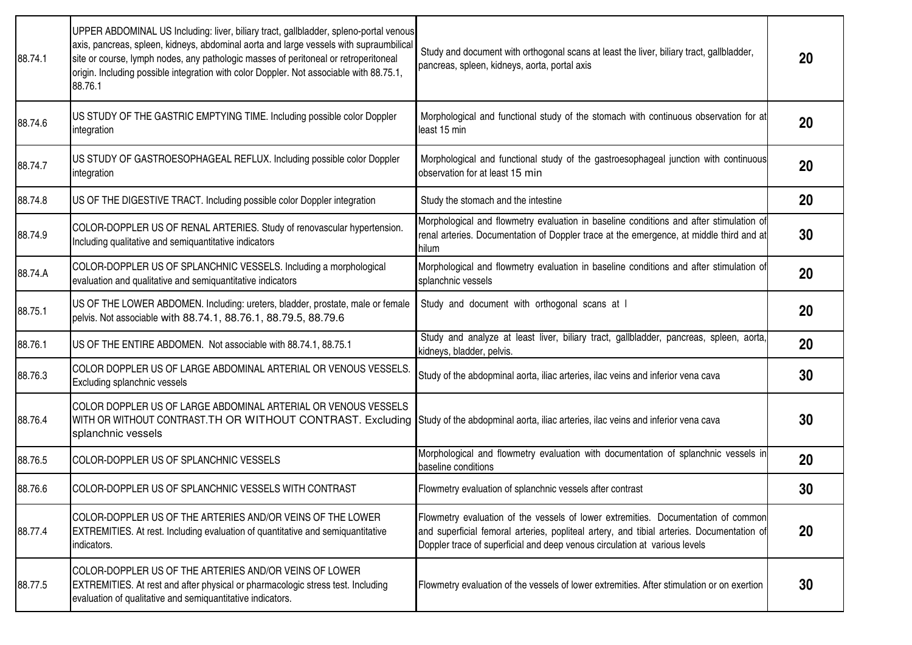| | | | |
|---|---|---|---|
| 88.74.1 | UPPER ABDOMINAL US Including: liver, biliary tract, gallbladder, spleno-portal venous axis, pancreas, spleen, kidneys, abdominal aorta and large vessels with supraumbilical site or course, lymph nodes, any pathologic masses of peritoneal or retroperitoneal origin. Including possible integration with color Doppler. Not associable with 88.75.1, 88.76.1 | Study and document with orthogonal scans at least the liver, biliary tract, gallbladder, pancreas, spleen, kidneys, aorta, portal axis | 20 |
| 88.74.6 | US STUDY OF THE GASTRIC EMPTYING TIME. Including possible color Doppler integration | Morphological and functional study of the stomach with continuous observation for at least 15 min | 20 |
| 88.74.7 | US STUDY OF GASTROESOPHAGEAL REFLUX. Including possible color Doppler integration | Morphological and functional study of the gastroesophageal junction with continuous observation for at least 15 min | 20 |
| 88.74.8 | US OF THE DIGESTIVE TRACT. Including possible color Doppler integration | Study the stomach and the intestine | 20 |
| 88.74.9 | COLOR-DOPPLER US OF RENAL ARTERIES. Study of renovascular hypertension. Including qualitative and semiquantitative indicators | Morphological and flowmetry evaluation in baseline conditions and after stimulation of renal arteries. Documentation of Doppler trace at the emergence, at middle third and at hilum | 30 |
| 88.74.A | COLOR-DOPPLER US OF SPLANCHNIC VESSELS. Including a morphological evaluation and qualitative and semiquantitative indicators | Morphological and flowmetry evaluation in baseline conditions and after stimulation of splanchnic vessels | 20 |
| 88.75.1 | US OF THE LOWER ABDOMEN. Including: ureters, bladder, prostate, male or female pelvis. Not associable with 88.74.1, 88.76.1, 88.79.5, 88.79.6 | Study and document with orthogonal scans at l | 20 |
| 88.76.1 | US OF THE ENTIRE ABDOMEN. Not associable with 88.74.1, 88.75.1 | Study and analyze at least liver, biliary tract, gallbladder, pancreas, spleen, aorta, kidneys, bladder, pelvis. | 20 |
| 88.76.3 | COLOR DOPPLER US OF LARGE ABDOMINAL ARTERIAL OR VENOUS VESSELS. Excluding splanchnic vessels | Study of the abdopminal aorta, iliac arteries, ilac veins and inferior vena cava | 30 |
| 88.76.4 | COLOR DOPPLER US OF LARGE ABDOMINAL ARTERIAL OR VENOUS VESSELS WITH OR WITHOUT CONTRAST.TH OR WITHOUT CONTRAST. Excluding splanchnic vessels | Study of the abdopminal aorta, iliac arteries, ilac veins and inferior vena cava | 30 |
| 88.76.5 | COLOR-DOPPLER US OF SPLANCHNIC VESSELS | Morphological and flowmetry evaluation with documentation of splanchnic vessels in baseline conditions | 20 |
| 88.76.6 | COLOR-DOPPLER US OF SPLANCHNIC VESSELS WITH CONTRAST | Flowmetry evaluation of splanchnic vessels after contrast | 30 |
| 88.77.4 | COLOR-DOPPLER US OF THE ARTERIES AND/OR VEINS OF THE LOWER EXTREMITIES. At rest. Including evaluation of quantitative and semiquantitative indicators. | Flowmetry evaluation of the vessels of lower extremities. Documentation of common and superficial femoral arteries, popliteal artery, and tibial arteries. Documentation of Doppler trace of superficial and deep venous circulation at various levels | 20 |
| 88.77.5 | COLOR-DOPPLER US OF THE ARTERIES AND/OR VEINS OF LOWER EXTREMITIES. At rest and after physical or pharmacologic stress test. Including evaluation of qualitative and semiquantitative indicators. | Flowmetry evaluation of the vessels of lower extremities. After stimulation or on exertion | 30 |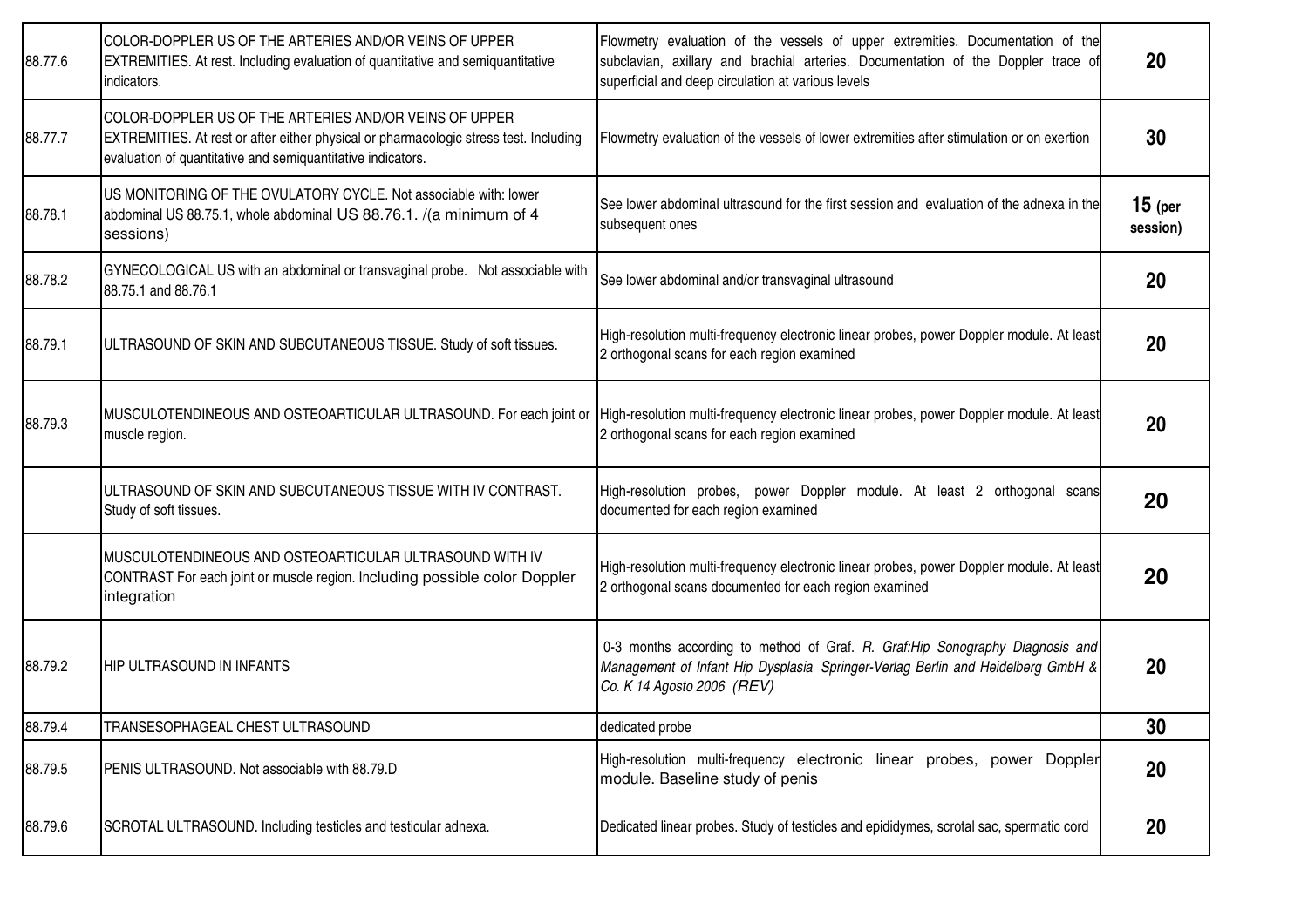| | | | |
|---|---|---|---|
| 88.77.6 | COLOR-DOPPLER US OF THE ARTERIES AND/OR VEINS OF UPPER EXTREMITIES. At rest. Including evaluation of quantitative and semiquantitative indicators. | Flowmetry evaluation of the vessels of upper extremities. Documentation of the subclavian, axillary and brachial arteries. Documentation of the Doppler trace of superficial and deep circulation at various levels | **20** |
| 88.77.7 | COLOR-DOPPLER US OF THE ARTERIES AND/OR VEINS OF UPPER EXTREMITIES. At rest or after either physical or pharmacologic stress test. Including evaluation of quantitative and semiquantitative indicators. | Flowmetry evaluation of the vessels of lower extremities after stimulation or on exertion | **30** |
| 88.78.1 | US MONITORING OF THE OVULATORY CYCLE. Not associable with: lower abdominal US 88.75.1, whole abdominal US 88.76.1. /(a minimum of 4 sessions) | See lower abdominal ultrasound for the first session and evaluation of the adnexa in the subsequent ones | **15 (per session)** |
| 88.78.2 | GYNECOLOGICAL US with an abdominal or transvaginal probe. Not associable with 88.75.1 and 88.76.1 | See lower abdominal and/or transvaginal ultrasound | **20** |
| 88.79.1 | ULTRASOUND OF SKIN AND SUBCUTANEOUS TISSUE. Study of soft tissues. | High-resolution multi-frequency electronic linear probes, power Doppler module. At least 2 orthogonal scans for each region examined | **20** |
| 88.79.3 | MUSCULOTENDINEOUS AND OSTEOARTICULAR ULTRASOUND. For each joint or muscle region. | High-resolution multi-frequency electronic linear probes, power Doppler module. At least 2 orthogonal scans for each region examined | **20** |
| | ULTRASOUND OF SKIN AND SUBCUTANEOUS TISSUE WITH IV CONTRAST. Study of soft tissues. | High-resolution probes, power Doppler module. At least 2 orthogonal scans documented for each region examined | **20** |
| | MUSCULOTENDINEOUS AND OSTEOARTICULAR ULTRASOUND WITH IV CONTRAST For each joint or muscle region. Including possible color Doppler integration | High-resolution multi-frequency electronic linear probes, power Doppler module. At least 2 orthogonal scans documented for each region examined | **20** |
| 88.79.2 | HIP ULTRASOUND IN INFANTS | 0-3 months according to method of Graf. *R. Graf:Hip Sonography Diagnosis and Management of Infant Hip Dysplasia Springer-Verlag Berlin and Heidelberg GmbH & Co. K 14 Agosto 2006 (REV)* | **20** |
| 88.79.4 | TRANSESOPHAGEAL CHEST ULTRASOUND | dedicated probe | **30** |
| 88.79.5 | PENIS ULTRASOUND. Not associable with 88.79.D | High-resolution multi-frequency electronic linear probes, power Doppler module. Baseline study of penis | **20** |
| 88.79.6 | SCROTAL ULTRASOUND. Including testicles and testicular adnexa. | Dedicated linear probes. Study of testicles and epididymes, scrotal sac, spermatic cord | **20** |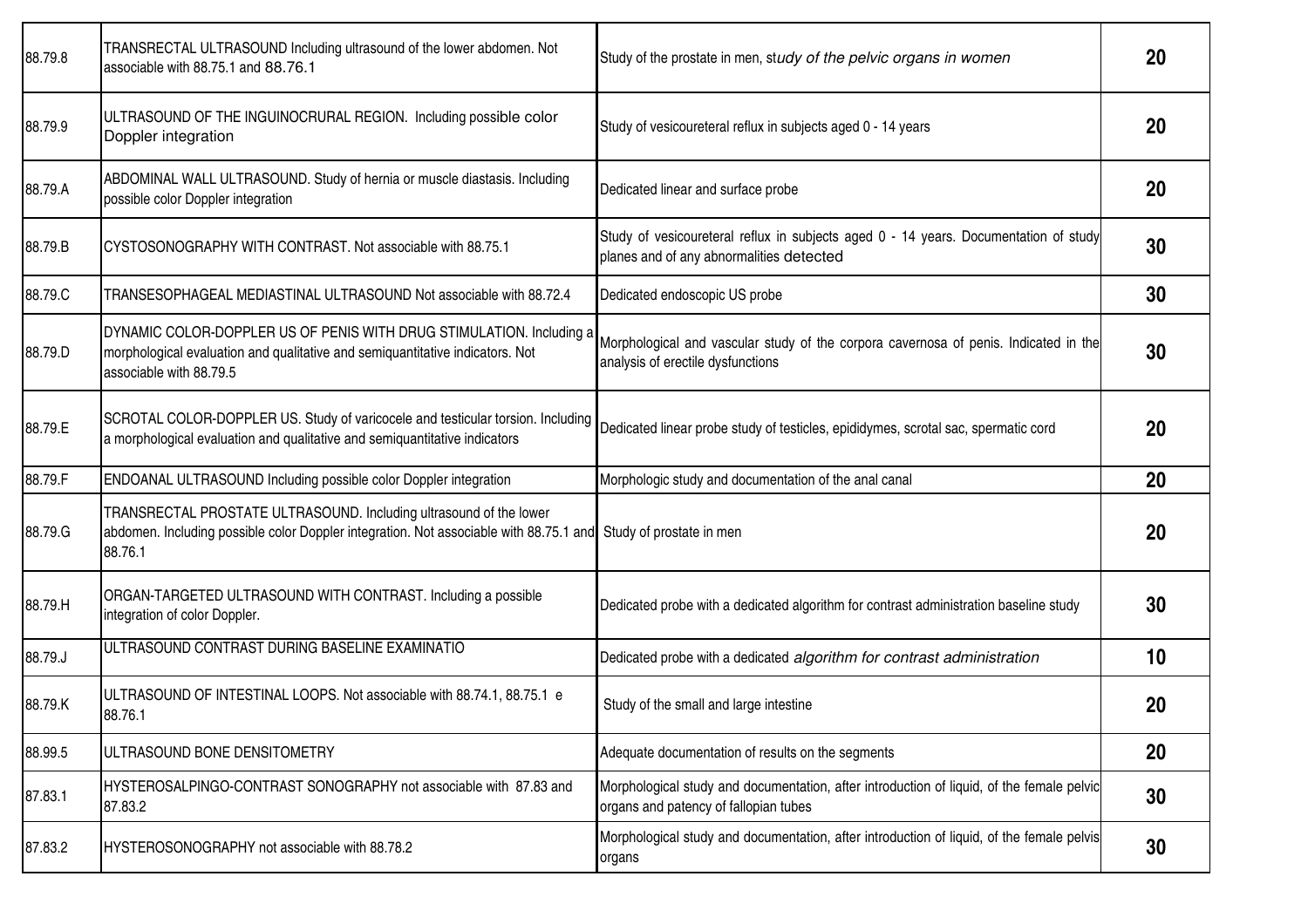| | | | |
|---|---|---|---|
| 88.79.8 | TRANSRECTAL ULTRASOUND Including ultrasound of the lower abdomen. Not associable with 88.75.1 and 88.76.1 | Study of the prostate in men, s*tudy of the pelvic organs in women* | **20** |
| 88.79.9 | ULTRASOUND OF THE INGUINOCRURAL REGION. Including possible color Doppler integration | Study of vesicoureteral reflux in subjects aged 0 - 14 years | **20** |
| 88.79.A | ABDOMINAL WALL ULTRASOUND. Study of hernia or muscle diastasis. Including possible color Doppler integration | Dedicated linear and surface probe | **20** |
| 88.79.B | CYSTOSONOGRAPHY WITH CONTRAST. Not associable with 88.75.1 | Study of vesicoureteral reflux in subjects aged 0 - 14 years. Documentation of study planes and of any abnormalities detected | **30** |
| 88.79.C | TRANSESOPHAGEAL MEDIASTINAL ULTRASOUND Not associable with 88.72.4 | Dedicated endoscopic US probe | **30** |
| 88.79.D | DYNAMIC COLOR-DOPPLER US OF PENIS WITH DRUG STIMULATION. Including a morphological evaluation and qualitative and semiquantitative indicators. Not associable with 88.79.5 | Morphological and vascular study of the corpora cavernosa of penis. Indicated in the analysis of erectile dysfunctions | **30** |
| 88.79.E | SCROTAL COLOR-DOPPLER US. Study of varicocele and testicular torsion. Including a morphological evaluation and qualitative and semiquantitative indicators | Dedicated linear probe study of testicles, epididymes, scrotal sac, spermatic cord | **20** |
| 88.79.F | ENDOANAL ULTRASOUND Including possible color Doppler integration | Morphologic study and documentation of the anal canal | **20** |
| 88.79.G | TRANSRECTAL PROSTATE ULTRASOUND. Including ultrasound of the lower abdomen. Including possible color Doppler integration. Not associable with 88.75.1 and 88.76.1 | Study of prostate in men | **20** |
| 88.79.H | ORGAN-TARGETED ULTRASOUND WITH CONTRAST. Including a possible integration of color Doppler. | Dedicated probe with a dedicated algorithm for contrast administration baseline study | **30** |
| 88.79.J | ULTRASOUND CONTRAST DURING BASELINE EXAMINATIO | Dedicated probe with a dedicated *algorithm for contrast administration* | **10** |
| 88.79.K | ULTRASOUND OF INTESTINAL LOOPS. Not associable with 88.74.1, 88.75.1 e 88.76.1 | Study of the small and large intestine | **20** |
| 88.99.5 | ULTRASOUND BONE DENSITOMETRY | Adequate documentation of results on the segments | **20** |
| 87.83.1 | HYSTEROSALPINGO-CONTRAST SONOGRAPHY not associable with 87.83 and 87.83.2 | Morphological study and documentation, after introduction of liquid, of the female pelvic organs and patency of fallopian tubes | **30** |
| 87.83.2 | HYSTEROSONOGRAPHY not associable with 88.78.2 | Morphological study and documentation, after introduction of liquid, of the female pelvis organs | **30** |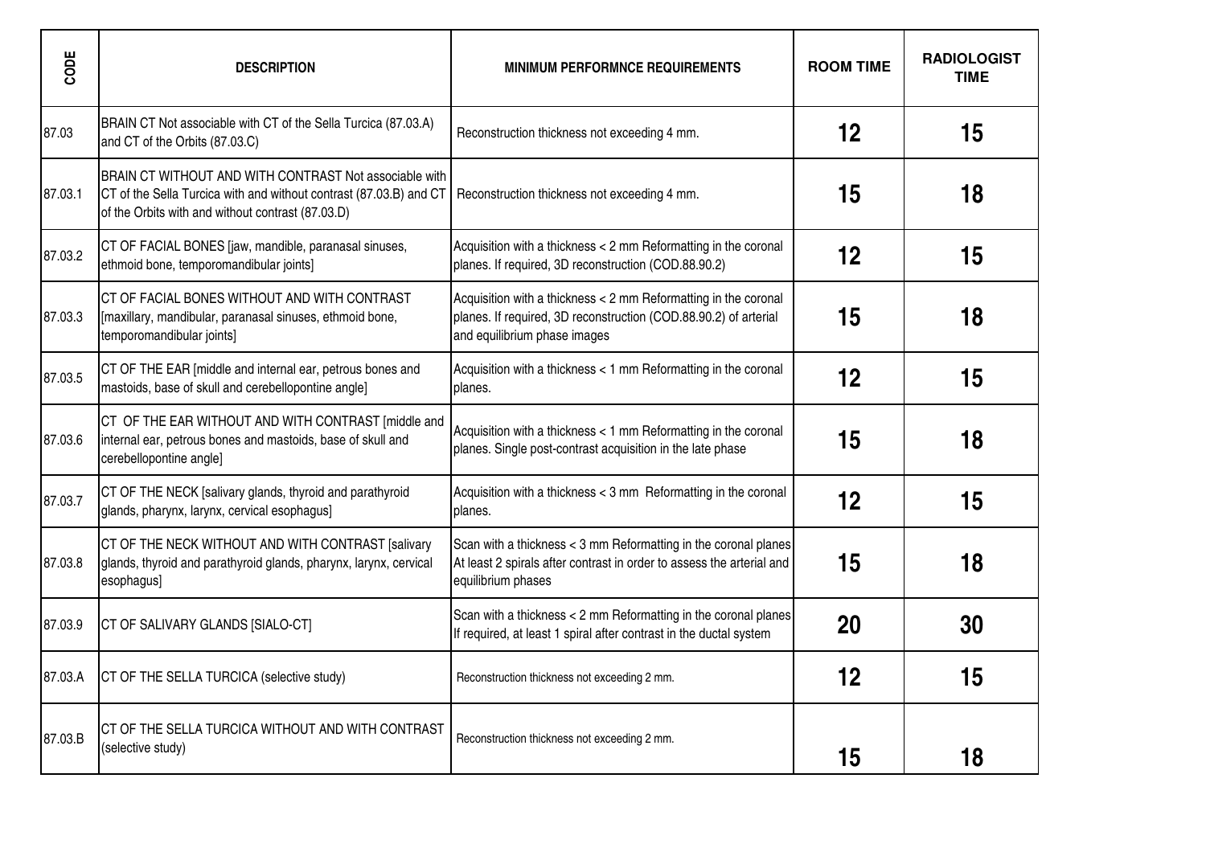| CODE | DESCRIPTION | MINIMUM PERFORMNCE REQUIREMENTS | ROOM TIME | RADIOLOGIST TIME |
|---|---|---|---|---|
| 87.03 | BRAIN CT Not associable with CT of the Sella Turcica (87.03.A) and CT of the Orbits (87.03.C) | Reconstruction thickness not exceeding 4 mm. | **12** | **15** |
| 87.03.1 | BRAIN CT WITHOUT AND WITH CONTRAST Not associable with CT of the Sella Turcica with and without contrast (87.03.B) and CT of the Orbits with and without contrast (87.03.D) | Reconstruction thickness not exceeding 4 mm. | **15** | **18** |
| 87.03.2 | CT OF FACIAL BONES [jaw, mandible, paranasal sinuses, ethmoid bone, temporomandibular joints] | Acquisition with a thickness < 2 mm Reformatting in the coronal planes. If required, 3D reconstruction (COD.88.90.2) | **12** | **15** |
| 87.03.3 | CT OF FACIAL BONES WITHOUT AND WITH CONTRAST [maxillary, mandibular, paranasal sinuses, ethmoid bone, temporomandibular joints] | Acquisition with a thickness < 2 mm Reformatting in the coronal planes. If required, 3D reconstruction (COD.88.90.2) of arterial and equilibrium phase images | **15** | **18** |
| 87.03.5 | CT OF THE EAR [middle and internal ear, petrous bones and mastoids, base of skull and cerebellopontine angle] | Acquisition with a thickness < 1 mm Reformatting in the coronal planes. | **12** | **15** |
| 87.03.6 | CT OF THE EAR WITHOUT AND WITH CONTRAST [middle and internal ear, petrous bones and mastoids, base of skull and cerebellopontine angle] | Acquisition with a thickness < 1 mm Reformatting in the coronal planes. Single post-contrast acquisition in the late phase | **15** | **18** |
| 87.03.7 | CT OF THE NECK [salivary glands, thyroid and parathyroid glands, pharynx, larynx, cervical esophagus] | Acquisition with a thickness < 3 mm Reformatting in the coronal planes. | **12** | **15** |
| 87.03.8 | CT OF THE NECK WITHOUT AND WITH CONTRAST [salivary glands, thyroid and parathyroid glands, pharynx, larynx, cervical esophagus] | Scan with a thickness < 3 mm Reformatting in the coronal planes At least 2 spirals after contrast in order to assess the arterial and equilibrium phases | **15** | **18** |
| 87.03.9 | CT OF SALIVARY GLANDS [SIALO-CT] | Scan with a thickness < 2 mm Reformatting in the coronal planes If required, at least 1 spiral after contrast in the ductal system | **20** | **30** |
| 87.03.A | CT OF THE SELLA TURCICA (selective study) | Reconstruction thickness not exceeding 2 mm. | **12** | **15** |
| 87.03.B | CT OF THE SELLA TURCICA WITHOUT AND WITH CONTRAST (selective study) | Reconstruction thickness not exceeding 2 mm. | **15** | **18** |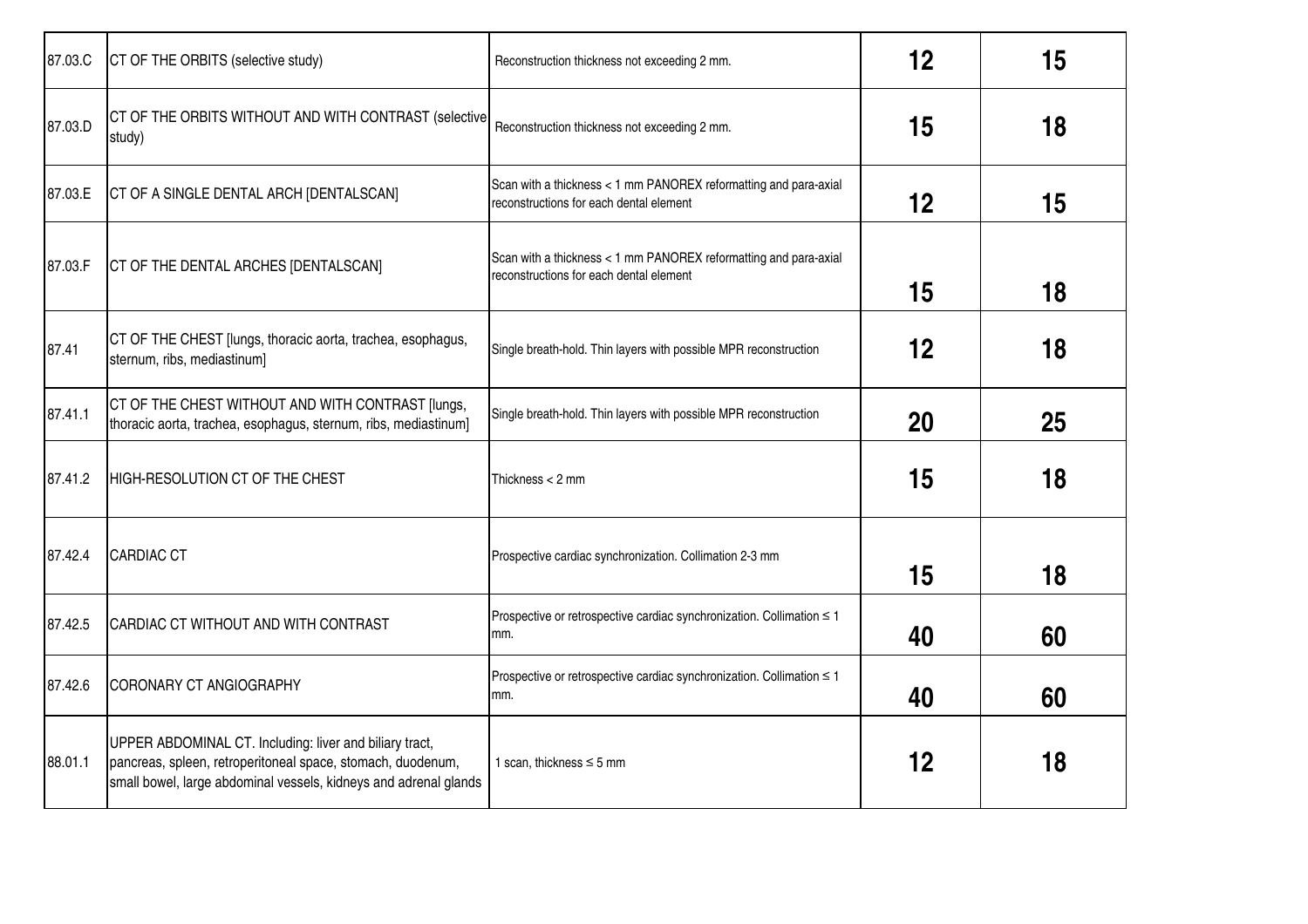| | | | | |
|---|---|---|---|---|
| 87.03.C | CT OF THE ORBITS (selective study) | Reconstruction thickness not exceeding 2 mm. | **12** | **15** |
| 87.03.D | CT OF THE ORBITS WITHOUT AND WITH CONTRAST (selective study) | Reconstruction thickness not exceeding 2 mm. | **15** | **18** |
| 87.03.E | CT OF A SINGLE DENTAL ARCH [DENTALSCAN] | Scan with a thickness < 1 mm PANOREX reformatting and para-axial reconstructions for each dental element | **12** | **15** |
| 87.03.F | CT OF THE DENTAL ARCHES [DENTALSCAN] | Scan with a thickness < 1 mm PANOREX reformatting and para-axial reconstructions for each dental element | **15** | **18** |
| 87.41 | CT OF THE CHEST [lungs, thoracic aorta, trachea, esophagus, sternum, ribs, mediastinum] | Single breath-hold. Thin layers with possible MPR reconstruction | **12** | **18** |
| 87.41.1 | CT OF THE CHEST WITHOUT AND WITH CONTRAST [lungs, thoracic aorta, trachea, esophagus, sternum, ribs, mediastinum] | Single breath-hold. Thin layers with possible MPR reconstruction | **20** | **25** |
| 87.41.2 | HIGH-RESOLUTION CT OF THE CHEST | Thickness < 2 mm | **15** | **18** |
| 87.42.4 | CARDIAC CT | Prospective cardiac synchronization. Collimation 2-3 mm | **15** | **18** |
| 87.42.5 | CARDIAC CT WITHOUT AND WITH CONTRAST | Prospective or retrospective cardiac synchronization. Collimation ≤ 1 mm. | **40** | **60** |
| 87.42.6 | CORONARY CT ANGIOGRAPHY | Prospective or retrospective cardiac synchronization. Collimation ≤ 1 mm. | **40** | **60** |
| 88.01.1 | UPPER ABDOMINAL CT. Including: liver and biliary tract, pancreas, spleen, retroperitoneal space, stomach, duodenum, small bowel, large abdominal vessels, kidneys and adrenal glands | 1 scan, thickness ≤ 5 mm | **12** | **18** |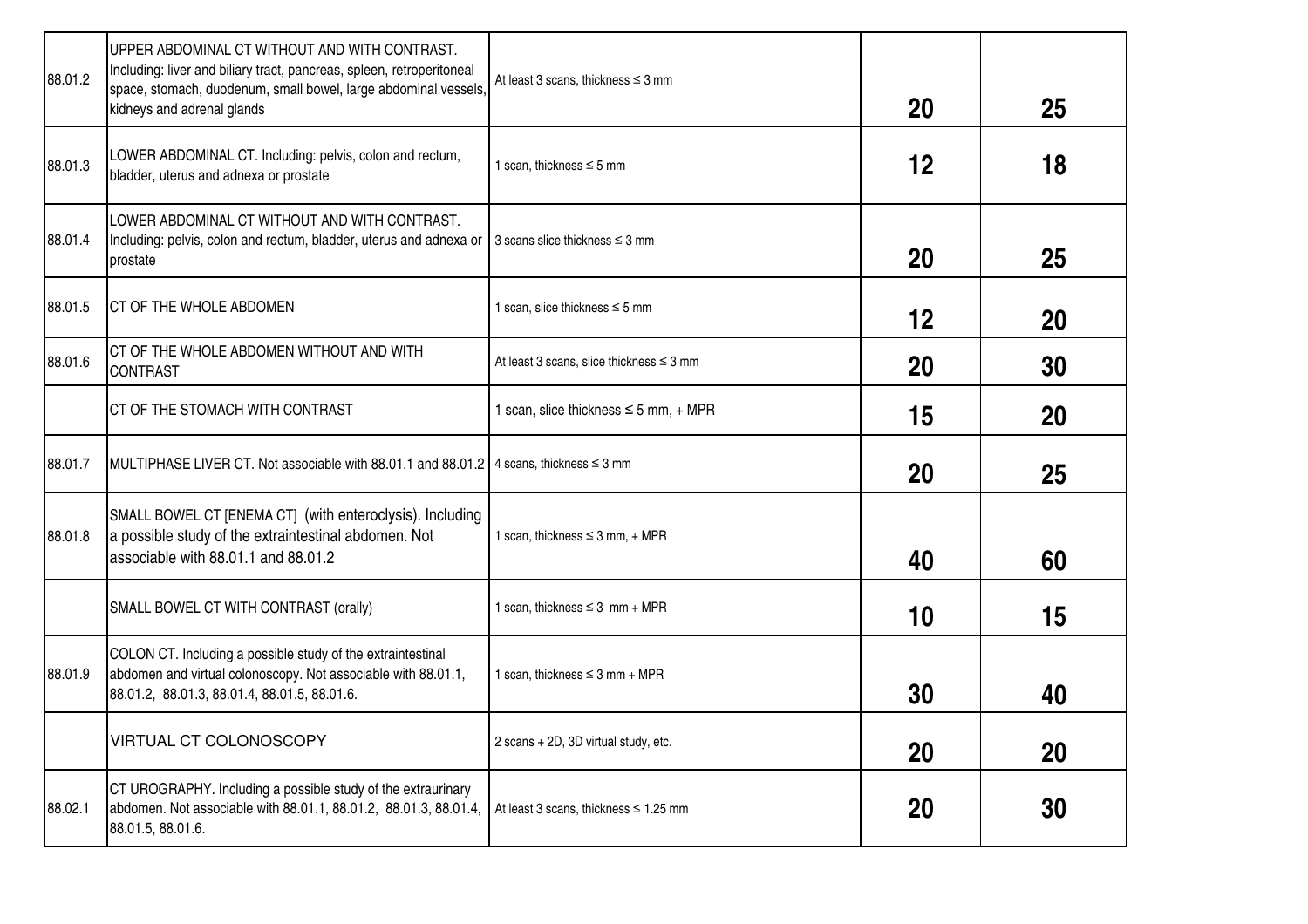| | | | | |
|---|---|---|---|---|
| 88.01.2 | UPPER ABDOMINAL CT WITHOUT AND WITH CONTRAST. Including: liver and biliary tract, pancreas, spleen, retroperitoneal space, stomach, duodenum, small bowel, large abdominal vessels, kidneys and adrenal glands | At least 3 scans, thickness ≤ 3 mm | **20** | **25** |
| 88.01.3 | LOWER ABDOMINAL CT. Including: pelvis, colon and rectum, bladder, uterus and adnexa or prostate | 1 scan, thickness ≤ 5 mm | **12** | **18** |
| 88.01.4 | LOWER ABDOMINAL CT WITHOUT AND WITH CONTRAST. Including: pelvis, colon and rectum, bladder, uterus and adnexa or prostate | 3 scans slice thickness ≤ 3 mm | **20** | **25** |
| 88.01.5 | CT OF THE WHOLE ABDOMEN | 1 scan, slice thickness ≤ 5 mm | **12** | **20** |
| 88.01.6 | CT OF THE WHOLE ABDOMEN WITHOUT AND WITH CONTRAST | At least 3 scans, slice thickness ≤ 3 mm | **20** | **30** |
| | CT OF THE STOMACH WITH CONTRAST | 1 scan, slice thickness ≤ 5 mm, + MPR | **15** | **20** |
| 88.01.7 | MULTIPHASE LIVER CT. Not associable with 88.01.1 and 88.01.2 | 4 scans, thickness ≤ 3 mm | **20** | **25** |
| 88.01.8 | SMALL BOWEL CT [ENEMA CT] (with enteroclysis). Including a possible study of the extraintestinal abdomen. Not associable with 88.01.1 and 88.01.2 | 1 scan, thickness ≤ 3 mm, + MPR | **40** | **60** |
| | SMALL BOWEL CT WITH CONTRAST (orally) | 1 scan, thickness ≤ 3 mm + MPR | **10** | **15** |
| 88.01.9 | COLON CT. Including a possible study of the extraintestinal abdomen and virtual colonoscopy. Not associable with 88.01.1, 88.01.2, 88.01.3, 88.01.4, 88.01.5, 88.01.6. | 1 scan, thickness ≤ 3 mm + MPR | **30** | **40** |
| | VIRTUAL CT COLONOSCOPY | 2 scans + 2D, 3D virtual study, etc. | **20** | **20** |
| 88.02.1 | CT UROGRAPHY. Including a possible study of the extraurinary abdomen. Not associable with 88.01.1, 88.01.2, 88.01.3, 88.01.4, 88.01.5, 88.01.6. | At least 3 scans, thickness ≤ 1.25 mm | **20** | **30** |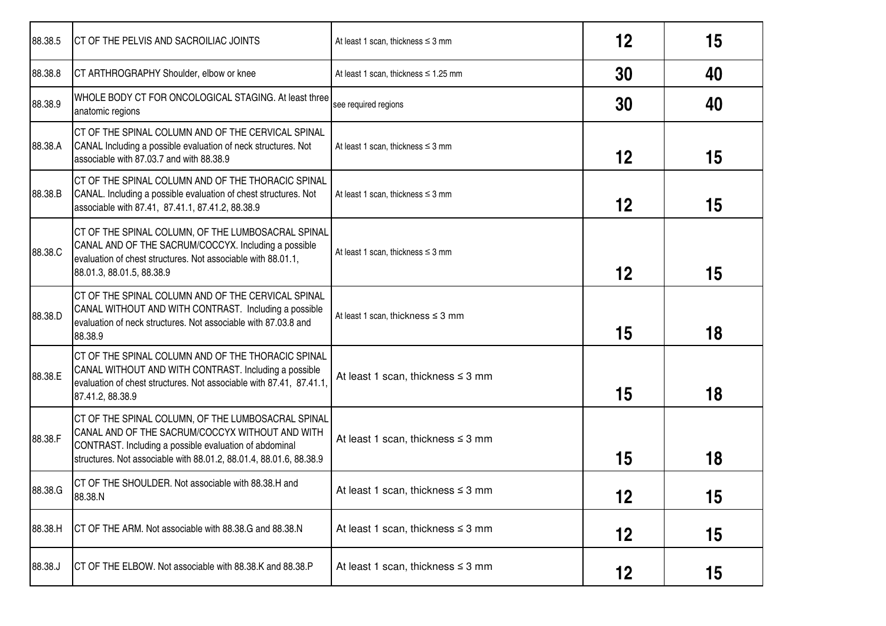| | | | | |
|---|---|---|---|---|
| 88.38.5 | CT OF THE PELVIS AND SACROILIAC JOINTS | At least 1 scan, thickness ≤ 3 mm | **12** | **15** |
| 88.38.8 | CT ARTHROGRAPHY Shoulder, elbow or knee | At least 1 scan, thickness ≤ 1.25 mm | **30** | **40** |
| 88.38.9 | WHOLE BODY CT FOR ONCOLOGICAL STAGING. At least three anatomic regions | see required regions | **30** | **40** |
| 88.38.A | CT OF THE SPINAL COLUMN AND OF THE CERVICAL SPINAL CANAL Including a possible evaluation of neck structures. Not associable with 87.03.7 and with 88.38.9 | At least 1 scan, thickness ≤ 3 mm | **12** | **15** |
| 88.38.B | CT OF THE SPINAL COLUMN AND OF THE THORACIC SPINAL CANAL. Including a possible evaluation of chest structures. Not associable with 87.41, 87.41.1, 87.41.2, 88.38.9 | At least 1 scan, thickness ≤ 3 mm | **12** | **15** |
| 88.38.C | CT OF THE SPINAL COLUMN, OF THE LUMBOSACRAL SPINAL CANAL AND OF THE SACRUM/COCCYX. Including a possible evaluation of chest structures. Not associable with 88.01.1, 88.01.3, 88.01.5, 88.38.9 | At least 1 scan, thickness ≤ 3 mm | **12** | **15** |
| 88.38.D | CT OF THE SPINAL COLUMN AND OF THE CERVICAL SPINAL CANAL WITHOUT AND WITH CONTRAST. Including a possible evaluation of neck structures. Not associable with 87.03.8 and 88.38.9 | At least 1 scan, thickness ≤ 3 mm | **15** | **18** |
| 88.38.E | CT OF THE SPINAL COLUMN AND OF THE THORACIC SPINAL CANAL WITHOUT AND WITH CONTRAST. Including a possible evaluation of chest structures. Not associable with 87.41, 87.41.1, 87.41.2, 88.38.9 | At least 1 scan, thickness ≤ 3 mm | **15** | **18** |
| 88.38.F | CT OF THE SPINAL COLUMN, OF THE LUMBOSACRAL SPINAL CANAL AND OF THE SACRUM/COCCYX WITHOUT AND WITH CONTRAST. Including a possible evaluation of abdominal structures. Not associable with 88.01.2, 88.01.4, 88.01.6, 88.38.9 | At least 1 scan, thickness ≤ 3 mm | **15** | **18** |
| 88.38.G | CT OF THE SHOULDER. Not associable with 88.38.H and 88.38.N | At least 1 scan, thickness ≤ 3 mm | **12** | **15** |
| 88.38.H | CT OF THE ARM. Not associable with 88.38.G and 88.38.N | At least 1 scan, thickness ≤ 3 mm | **12** | **15** |
| 88.38.J | CT OF THE ELBOW. Not associable with 88.38.K and 88.38.P | At least 1 scan, thickness ≤ 3 mm | **12** | **15** |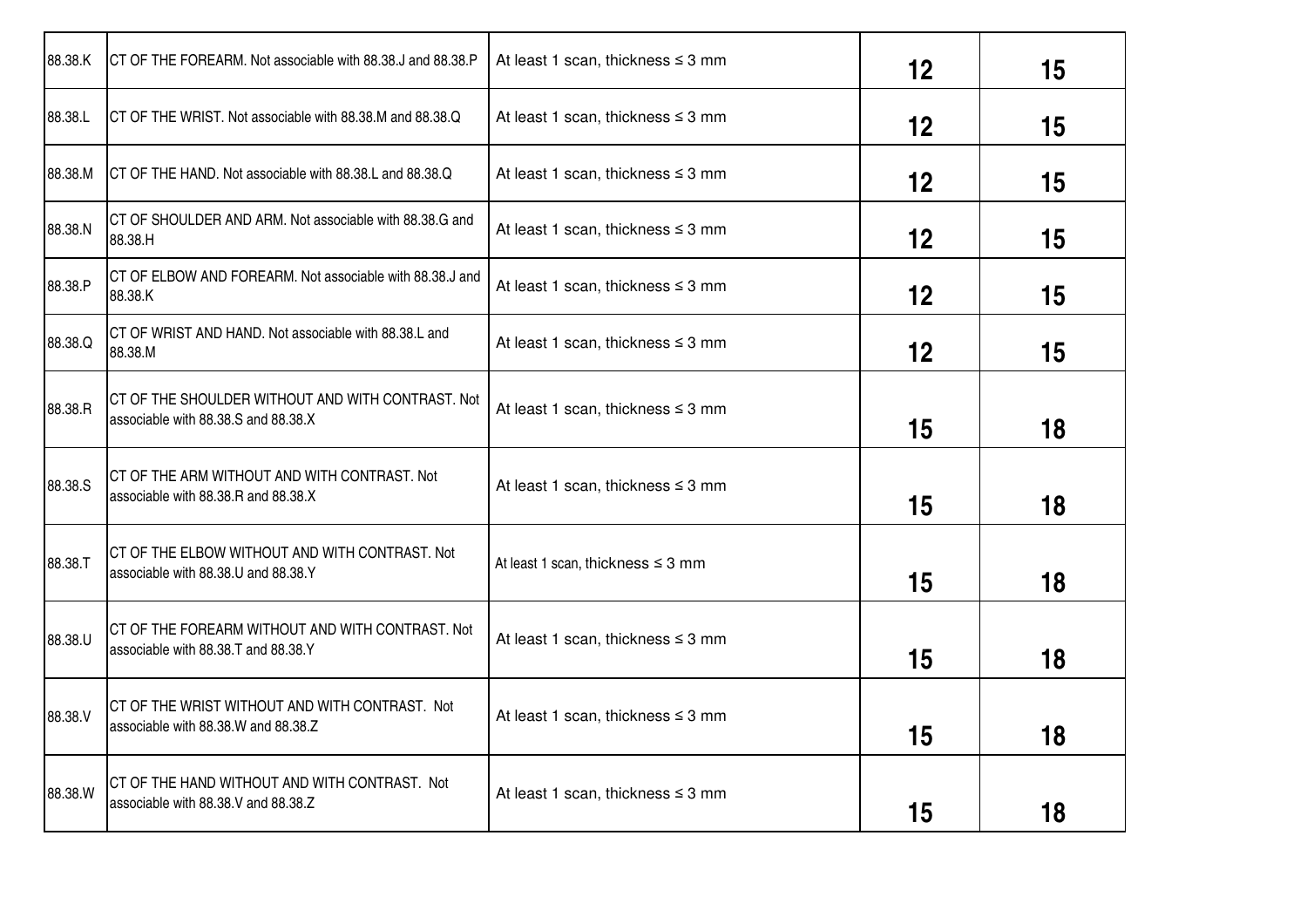| | | | | |
|---|---|---|---|---|
| 88.38.K | CT OF THE FOREARM. Not associable with 88.38.J and 88.38.P | At least 1 scan, thickness ≤ 3 mm | **12** | **15** |
| 88.38.L | CT OF THE WRIST. Not associable with 88.38.M and 88.38.Q | At least 1 scan, thickness ≤ 3 mm | **12** | **15** |
| 88.38.M | CT OF THE HAND. Not associable with 88.38.L and 88.38.Q | At least 1 scan, thickness ≤ 3 mm | **12** | **15** |
| 88.38.N | CT OF SHOULDER AND ARM. Not associable with 88.38.G and 88.38.H | At least 1 scan, thickness ≤ 3 mm | **12** | **15** |
| 88.38.P | CT OF ELBOW AND FOREARM. Not associable with 88.38.J and 88.38.K | At least 1 scan, thickness ≤ 3 mm | **12** | **15** |
| 88.38.Q | CT OF WRIST AND HAND. Not associable with 88.38.L and 88.38.M | At least 1 scan, thickness ≤ 3 mm | **12** | **15** |
| 88.38.R | CT OF THE SHOULDER WITHOUT AND WITH CONTRAST. Not associable with 88.38.S and 88.38.X | At least 1 scan, thickness ≤ 3 mm | **15** | **18** |
| 88.38.S | CT OF THE ARM WITHOUT AND WITH CONTRAST. Not associable with 88.38.R and 88.38.X | At least 1 scan, thickness ≤ 3 mm | **15** | **18** |
| 88.38.T | CT OF THE ELBOW WITHOUT AND WITH CONTRAST. Not associable with 88.38.U and 88.38.Y | At least 1 scan, thickness ≤ 3 mm | **15** | **18** |
| 88.38.U | CT OF THE FOREARM WITHOUT AND WITH CONTRAST. Not associable with 88.38.T and 88.38.Y | At least 1 scan, thickness ≤ 3 mm | **15** | **18** |
| 88.38.V | CT OF THE WRIST WITHOUT AND WITH CONTRAST. Not associable with 88.38.W and 88.38.Z | At least 1 scan, thickness ≤ 3 mm | **15** | **18** |
| 88.38.W | CT OF THE HAND WITHOUT AND WITH CONTRAST. Not associable with 88.38.V and 88.38.Z | At least 1 scan, thickness ≤ 3 mm | **15** | **18** |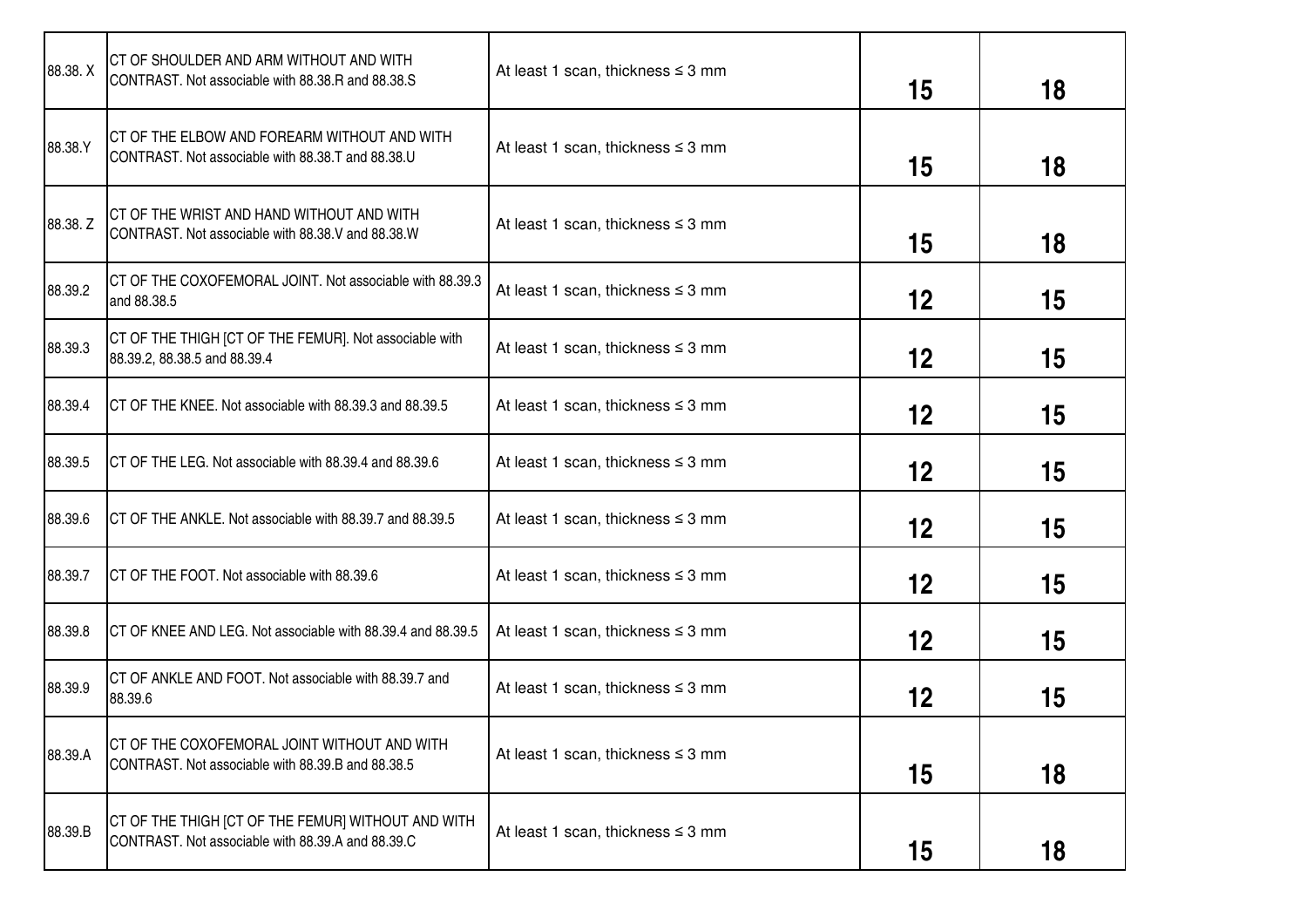| | | | | |
|---|---|---|---|---|
| 88.38. X | CT OF SHOULDER AND ARM WITHOUT AND WITH CONTRAST. Not associable with 88.38.R and 88.38.S | At least 1 scan, thickness ≤ 3 mm | 15 | 18 |
| 88.38.Y | CT OF THE ELBOW AND FOREARM WITHOUT AND WITH CONTRAST. Not associable with 88.38.T and 88.38.U | At least 1 scan, thickness ≤ 3 mm | 15 | 18 |
| 88.38. Z | CT OF THE WRIST AND HAND WITHOUT AND WITH CONTRAST. Not associable with 88.38.V and 88.38.W | At least 1 scan, thickness ≤ 3 mm | 15 | 18 |
| 88.39.2 | CT OF THE COXOFEMORAL JOINT. Not associable with 88.39.3 and 88.38.5 | At least 1 scan, thickness ≤ 3 mm | 12 | 15 |
| 88.39.3 | CT OF THE THIGH [CT OF THE FEMUR]. Not associable with 88.39.2, 88.38.5 and 88.39.4 | At least 1 scan, thickness ≤ 3 mm | 12 | 15 |
| 88.39.4 | CT OF THE KNEE. Not associable with 88.39.3 and 88.39.5 | At least 1 scan, thickness ≤ 3 mm | 12 | 15 |
| 88.39.5 | CT OF THE LEG. Not associable with 88.39.4 and 88.39.6 | At least 1 scan, thickness ≤ 3 mm | 12 | 15 |
| 88.39.6 | CT OF THE ANKLE. Not associable with 88.39.7 and 88.39.5 | At least 1 scan, thickness ≤ 3 mm | 12 | 15 |
| 88.39.7 | CT OF THE FOOT. Not associable with 88.39.6 | At least 1 scan, thickness ≤ 3 mm | 12 | 15 |
| 88.39.8 | CT OF KNEE AND LEG. Not associable with 88.39.4 and 88.39.5 | At least 1 scan, thickness ≤ 3 mm | 12 | 15 |
| 88.39.9 | CT OF ANKLE AND FOOT. Not associable with 88.39.7 and 88.39.6 | At least 1 scan, thickness ≤ 3 mm | 12 | 15 |
| 88.39.A | CT OF THE COXOFEMORAL JOINT WITHOUT AND WITH CONTRAST. Not associable with 88.39.B and 88.38.5 | At least 1 scan, thickness ≤ 3 mm | 15 | 18 |
| 88.39.B | CT OF THE THIGH [CT OF THE FEMUR] WITHOUT AND WITH CONTRAST. Not associable with 88.39.A and 88.39.C | At least 1 scan, thickness ≤ 3 mm | 15 | 18 |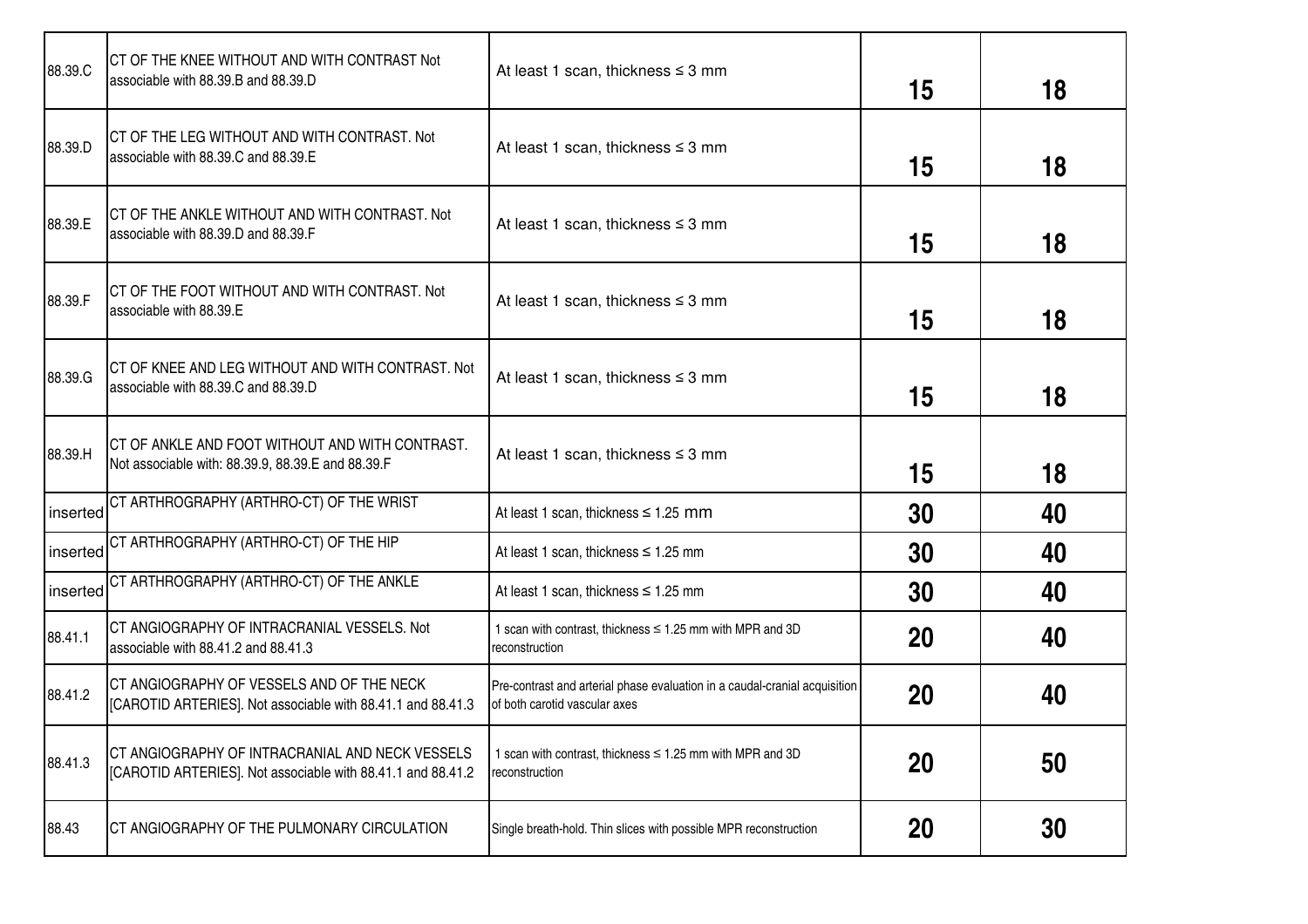| | | | | |
|---|---|---|---|---|
| 88.39.C | CT OF THE KNEE WITHOUT AND WITH CONTRAST Not associable with 88.39.B and 88.39.D | At least 1 scan, thickness ≤ 3 mm | 15 | 18 |
| 88.39.D | CT OF THE LEG WITHOUT AND WITH CONTRAST. Not associable with 88.39.C and 88.39.E | At least 1 scan, thickness ≤ 3 mm | 15 | 18 |
| 88.39.E | CT OF THE ANKLE WITHOUT AND WITH CONTRAST. Not associable with 88.39.D and 88.39.F | At least 1 scan, thickness ≤ 3 mm | 15 | 18 |
| 88.39.F | CT OF THE FOOT WITHOUT AND WITH CONTRAST. Not associable with 88.39.E | At least 1 scan, thickness ≤ 3 mm | 15 | 18 |
| 88.39.G | CT OF KNEE AND LEG WITHOUT AND WITH CONTRAST. Not associable with 88.39.C and 88.39.D | At least 1 scan, thickness ≤ 3 mm | 15 | 18 |
| 88.39.H | CT OF ANKLE AND FOOT WITHOUT AND WITH CONTRAST. Not associable with: 88.39.9, 88.39.E and 88.39.F | At least 1 scan, thickness ≤ 3 mm | 15 | 18 |
| inserted | CT ARTHROGRAPHY (ARTHRO-CT) OF THE WRIST | At least 1 scan, thickness ≤ 1.25 mm | 30 | 40 |
| inserted | CT ARTHROGRAPHY (ARTHRO-CT) OF THE HIP | At least 1 scan, thickness ≤ 1.25 mm | 30 | 40 |
| inserted | CT ARTHROGRAPHY (ARTHRO-CT) OF THE ANKLE | At least 1 scan, thickness ≤ 1.25 mm | 30 | 40 |
| 88.41.1 | CT ANGIOGRAPHY OF INTRACRANIAL VESSELS. Not associable with 88.41.2 and 88.41.3 | 1 scan with contrast, thickness ≤ 1.25 mm with MPR and 3D reconstruction | 20 | 40 |
| 88.41.2 | CT ANGIOGRAPHY OF VESSELS AND OF THE NECK [CAROTID ARTERIES]. Not associable with 88.41.1 and 88.41.3 | Pre-contrast and arterial phase evaluation in a caudal-cranial acquisition of both carotid vascular axes | 20 | 40 |
| 88.41.3 | CT ANGIOGRAPHY OF INTRACRANIAL AND NECK VESSELS [CAROTID ARTERIES]. Not associable with 88.41.1 and 88.41.2 | 1 scan with contrast, thickness ≤ 1.25 mm with MPR and 3D reconstruction | 20 | 50 |
| 88.43 | CT ANGIOGRAPHY OF THE PULMONARY CIRCULATION | Single breath-hold. Thin slices with possible MPR reconstruction | 20 | 30 |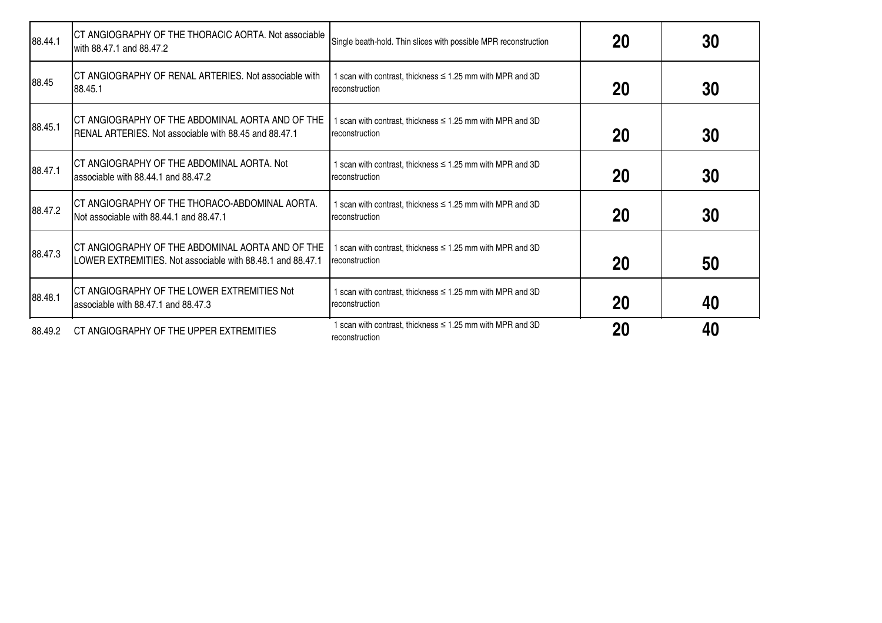| | | | | |
|---|---|---|---|---|
| 88.44.1 | CT ANGIOGRAPHY OF THE THORACIC AORTA. Not associable with 88.47.1 and 88.47.2 | Single beath-hold. Thin slices with possible MPR reconstruction | **20** | **30** |
| 88.45 | CT ANGIOGRAPHY OF RENAL ARTERIES. Not associable with 88.45.1 | 1 scan with contrast, thickness ≤ 1.25 mm with MPR and 3D reconstruction | **20** | **30** |
| 88.45.1 | CT ANGIOGRAPHY OF THE ABDOMINAL AORTA AND OF THE RENAL ARTERIES. Not associable with 88.45 and 88.47.1 | 1 scan with contrast, thickness ≤ 1.25 mm with MPR and 3D reconstruction | **20** | **30** |
| 88.47.1 | CT ANGIOGRAPHY OF THE ABDOMINAL AORTA. Not associable with 88.44.1 and 88.47.2 | 1 scan with contrast, thickness ≤ 1.25 mm with MPR and 3D reconstruction | **20** | **30** |
| 88.47.2 | CT ANGIOGRAPHY OF THE THORACO-ABDOMINAL AORTA. Not associable with 88.44.1 and 88.47.1 | 1 scan with contrast, thickness ≤ 1.25 mm with MPR and 3D reconstruction | **20** | **30** |
| 88.47.3 | CT ANGIOGRAPHY OF THE ABDOMINAL AORTA AND OF THE LOWER EXTREMITIES. Not associable with 88.48.1 and 88.47.1 | 1 scan with contrast, thickness ≤ 1.25 mm with MPR and 3D reconstruction | **20** | **50** |
| 88.48.1 | CT ANGIOGRAPHY OF THE LOWER EXTREMITIES Not associable with 88.47.1 and 88.47.3 | 1 scan with contrast, thickness ≤ 1.25 mm with MPR and 3D reconstruction | **20** | **40** |
| 88.49.2 | CT ANGIOGRAPHY OF THE UPPER EXTREMITIES | 1 scan with contrast, thickness ≤ 1.25 mm with MPR and 3D reconstruction | **20** | **40** |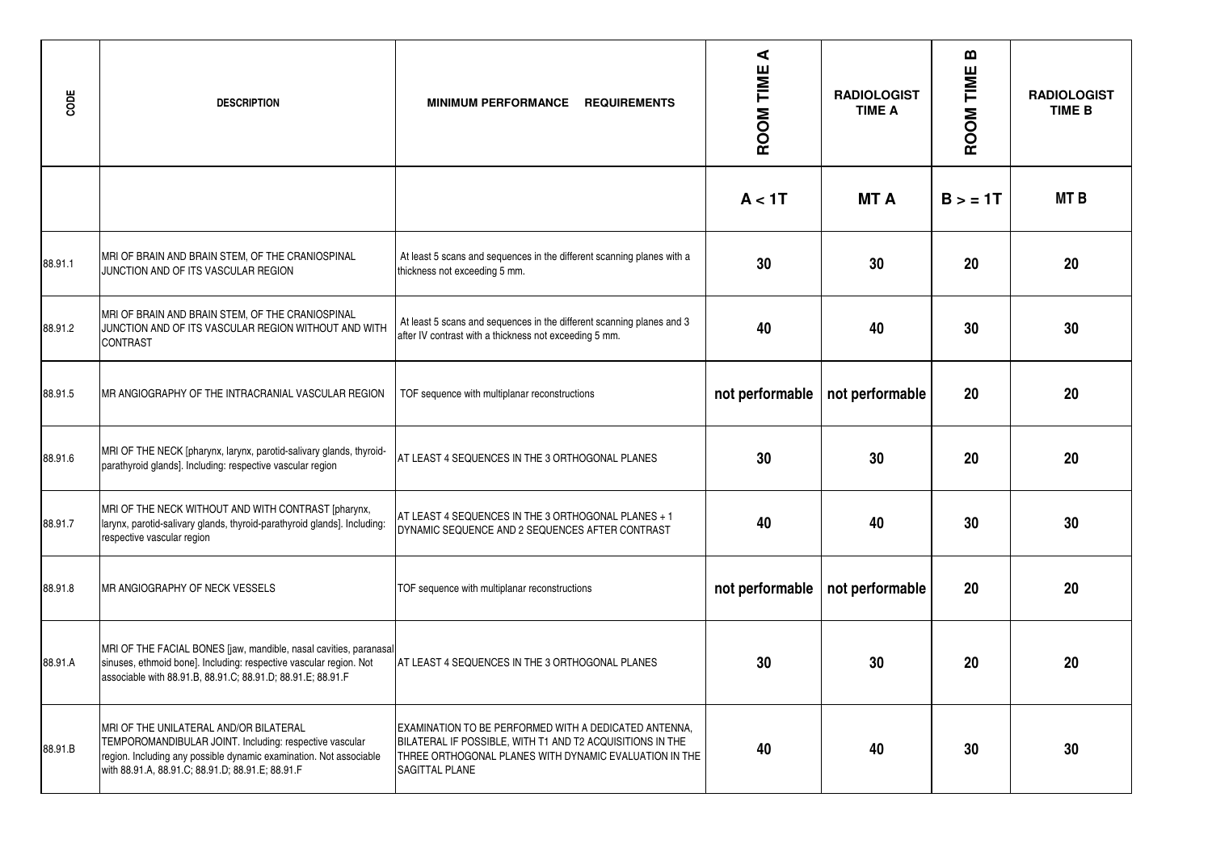| CODE | DESCRIPTION | MINIMUM PERFORMANCE REQUIREMENTS | ROOM TIME A | RADIOLOGIST TIME A | ROOM TIME B | RADIOLOGIST TIME B |
|---|---|---|---|---|---|---|
| | | | A < 1T | MT A | B > = 1T | MT B |
| 88.91.1 | MRI OF BRAIN AND BRAIN STEM, OF THE CRANIOSPINAL JUNCTION AND OF ITS VASCULAR REGION | At least 5 scans and sequences in the different scanning planes with a thickness not exceeding 5 mm. | 30 | 30 | 20 | 20 |
| 88.91.2 | MRI OF BRAIN AND BRAIN STEM, OF THE CRANIOSPINAL JUNCTION AND OF ITS VASCULAR REGION WITHOUT AND WITH CONTRAST | At least 5 scans and sequences in the different scanning planes and 3 after IV contrast with a thickness not exceeding 5 mm. | 40 | 40 | 30 | 30 |
| 88.91.5 | MR ANGIOGRAPHY OF THE INTRACRANIAL VASCULAR REGION | TOF sequence with multiplanar reconstructions | not performable | not performable | 20 | 20 |
| 88.91.6 | MRI OF THE NECK [pharynx, larynx, parotid-salivary glands, thyroid-parathyroid glands]. Including: respective vascular region | AT LEAST 4 SEQUENCES IN THE 3 ORTHOGONAL PLANES | 30 | 30 | 20 | 20 |
| 88.91.7 | MRI OF THE NECK WITHOUT AND WITH CONTRAST [pharynx, larynx, parotid-salivary glands, thyroid-parathyroid glands]. Including: respective vascular region | AT LEAST 4 SEQUENCES IN THE 3 ORTHOGONAL PLANES + 1 DYNAMIC SEQUENCE AND 2 SEQUENCES AFTER CONTRAST | 40 | 40 | 30 | 30 |
| 88.91.8 | MR ANGIOGRAPHY OF NECK VESSELS | TOF sequence with multiplanar reconstructions | not performable | not performable | 20 | 20 |
| 88.91.A | MRI OF THE FACIAL BONES [jaw, mandible, nasal cavities, paranasal sinuses, ethmoid bone]. Including: respective vascular region. Not associable with 88.91.B, 88.91.C; 88.91.D; 88.91.E; 88.91.F | AT LEAST 4 SEQUENCES IN THE 3 ORTHOGONAL PLANES | 30 | 30 | 20 | 20 |
| 88.91.B | MRI OF THE UNILATERAL AND/OR BILATERAL TEMPOROMANDIBULAR JOINT. Including: respective vascular region. Including any possible dynamic examination. Not associable with 88.91.A, 88.91.C; 88.91.D; 88.91.E; 88.91.F | EXAMINATION TO BE PERFORMED WITH A DEDICATED ANTENNA, BILATERAL IF POSSIBLE, WITH T1 AND T2 ACQUISITIONS IN THE THREE ORTHOGONAL PLANES WITH DYNAMIC EVALUATION IN THE SAGITTAL PLANE | 40 | 40 | 30 | 30 |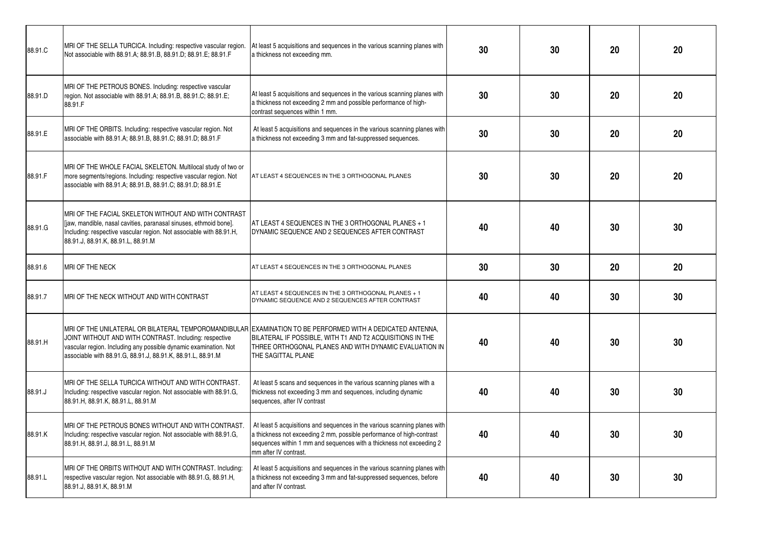| | | | | | | |
|---|---|---|---|---|---|---|
| 88.91.C | MRI OF THE SELLA TURCICA. Including: respective vascular region. Not associable with 88.91.A; 88.91.B, 88.91.D; 88.91.E; 88.91.F | At least 5 acquisitions and sequences in the various scanning planes with a thickness not exceeding mm. | 30 | 30 | 20 | 20 |
| 88.91.D | MRI OF THE PETROUS BONES. Including: respective vascular region. Not associable with 88.91.A; 88.91.B, 88.91.C; 88.91.E; 88.91.F | At least 5 acquisitions and sequences in the various scanning planes with a thickness not exceeding 2 mm and possible performance of high-contrast sequences within 1 mm. | 30 | 30 | 20 | 20 |
| 88.91.E | MRI OF THE ORBITS. Including: respective vascular region. Not associable with 88.91.A; 88.91.B, 88.91.C; 88.91.D; 88.91.F | At least 5 acquisitions and sequences in the various scanning planes with a thickness not exceeding 3 mm and fat-suppressed sequences. | 30 | 30 | 20 | 20 |
| 88.91.F | MRI OF THE WHOLE FACIAL SKELETON. Multilocal study of two or more segments/regions. Including: respective vascular region. Not associable with 88.91.A; 88.91.B, 88.91.C; 88.91.D; 88.91.E | AT LEAST 4 SEQUENCES IN THE 3 ORTHOGONAL PLANES | 30 | 30 | 20 | 20 |
| 88.91.G | MRI OF THE FACIAL SKELETON WITHOUT AND WITH CONTRAST [jaw, mandible, nasal cavities, paranasal sinuses, ethmoid bone]. Including: respective vascular region. Not associable with 88.91.H, 88.91.J, 88.91.K, 88.91.L, 88.91.M | AT LEAST 4 SEQUENCES IN THE 3 ORTHOGONAL PLANES + 1 DYNAMIC SEQUENCE AND 2 SEQUENCES AFTER CONTRAST | 40 | 40 | 30 | 30 |
| 88.91.6 | MRI OF THE NECK | AT LEAST 4 SEQUENCES IN THE 3 ORTHOGONAL PLANES | 30 | 30 | 20 | 20 |
| 88.91.7 | MRI OF THE NECK WITHOUT AND WITH CONTRAST | AT LEAST 4 SEQUENCES IN THE 3 ORTHOGONAL PLANES + 1 DYNAMIC SEQUENCE AND 2 SEQUENCES AFTER CONTRAST | 40 | 40 | 30 | 30 |
| 88.91.H | MRI OF THE UNILATERAL OR BILATERAL TEMPOROMANDIBULAR JOINT WITHOUT AND WITH CONTRAST. Including: respective vascular region. Including any possible dynamic examination. Not associable with 88.91.G, 88.91.J, 88.91.K, 88.91.L, 88.91.M | EXAMINATION TO BE PERFORMED WITH A DEDICATED ANTENNA, BILATERAL IF POSSIBLE, WITH T1 AND T2 ACQUISITIONS IN THE THREE ORTHOGONAL PLANES AND WITH DYNAMIC EVALUATION IN THE SAGITTAL PLANE | 40 | 40 | 30 | 30 |
| 88.91.J | MRI OF THE SELLA TURCICA WITHOUT AND WITH CONTRAST. Including: respective vascular region. Not associable with 88.91.G, 88.91.H, 88.91.K, 88.91.L, 88.91.M | At least 5 scans and sequences in the various scanning planes with a thickness not exceeding 3 mm and sequences, including dynamic sequences, after IV contrast | 40 | 40 | 30 | 30 |
| 88.91.K | MRI OF THE PETROUS BONES WITHOUT AND WITH CONTRAST. Including: respective vascular region. Not associable with 88.91.G, 88.91.H, 88.91.J, 88.91.L, 88.91.M | At least 5 acquisitions and sequences in the various scanning planes with a thickness not exceeding 2 mm, possible performance of high-contrast sequences within 1 mm and sequences with a thickness not exceeding 2 mm after IV contrast. | 40 | 40 | 30 | 30 |
| 88.91.L | MRI OF THE ORBITS WITHOUT AND WITH CONTRAST. Including: respective vascular region. Not associable with 88.91.G, 88.91.H, 88.91.J, 88.91.K, 88.91.M | At least 5 acquisitions and sequences in the various scanning planes with a thickness not exceeding 3 mm and fat-suppressed sequences, before and after IV contrast. | 40 | 40 | 30 | 30 |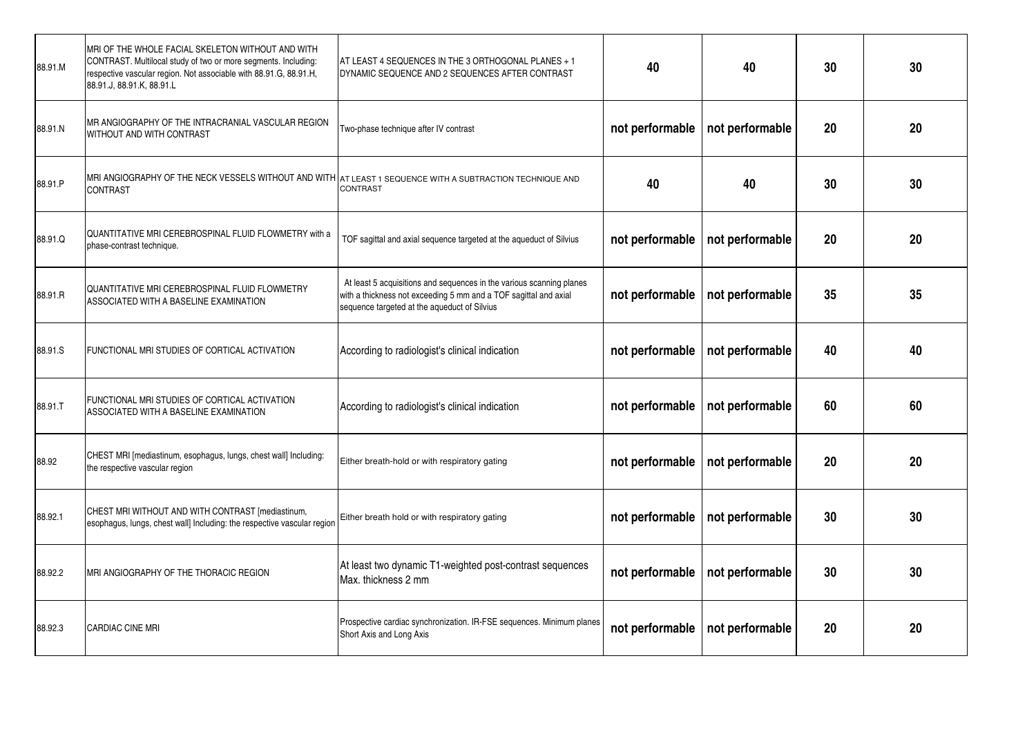| 88.91.M | MRI OF THE WHOLE FACIAL SKELETON WITHOUT AND WITH CONTRAST. Multilocal study of two or more segments. Including: respective vascular region. Not associable with 88.91.G, 88.91.H, 88.91.J, 88.91.K, 88.91.L | AT LEAST 4 SEQUENCES IN THE 3 ORTHOGONAL PLANES + 1 DYNAMIC SEQUENCE AND 2 SEQUENCES AFTER CONTRAST | 40 | 40 | 30 | 30 |
|---|---|---|---|---|---|---|
| 88.91.N | MR ANGIOGRAPHY OF THE INTRACRANIAL VASCULAR REGION WITHOUT AND WITH CONTRAST | Two-phase technique after IV contrast | not performable | not performable | 20 | 20 |
| 88.91.P | MRI ANGIOGRAPHY OF THE NECK VESSELS WITHOUT AND WITH CONTRAST | AT LEAST 1 SEQUENCE WITH A SUBTRACTION TECHNIQUE AND CONTRAST | 40 | 40 | 30 | 30 |
| 88.91.Q | QUANTITATIVE MRI CEREBROSPINAL FLUID FLOWMETRY with a phase-contrast technique. | TOF sagittal and axial sequence targeted at the aqueduct of Silvius | not performable | not performable | 20 | 20 |
| 88.91.R | QUANTITATIVE MRI CEREBROSPINAL FLUID FLOWMETRY ASSOCIATED WITH A BASELINE EXAMINATION | At least 5 acquisitions and sequences in the various scanning planes with a thickness not exceeding 5 mm and a TOF sagittal and axial sequence targeted at the aqueduct of Silvius | not performable | not performable | 35 | 35 |
| 88.91.S | FUNCTIONAL MRI STUDIES OF CORTICAL ACTIVATION | According to radiologist's clinical indication | not performable | not performable | 40 | 40 |
| 88.91.T | FUNCTIONAL MRI STUDIES OF CORTICAL ACTIVATION ASSOCIATED WITH A BASELINE EXAMINATION | According to radiologist's clinical indication | not performable | not performable | 60 | 60 |
| 88.92 | CHEST MRI [mediastinum, esophagus, lungs, chest wall] Including: the respective vascular region | Either breath-hold or with respiratory gating | not performable | not performable | 20 | 20 |
| 88.92.1 | CHEST MRI WITHOUT AND WITH CONTRAST [mediastinum, esophagus, lungs, chest wall] Including: the respective vascular region | Either breath hold or with respiratory gating | not performable | not performable | 30 | 30 |
| 88.92.2 | MRI ANGIOGRAPHY OF THE THORACIC REGION | At least two dynamic T1-weighted post-contrast sequences Max. thickness 2 mm | not performable | not performable | 30 | 30 |
| 88.92.3 | CARDIAC CINE MRI | Prospective cardiac synchronization. IR-FSE sequences. Minimum planes Short Axis and Long Axis | not performable | not performable | 20 | 20 |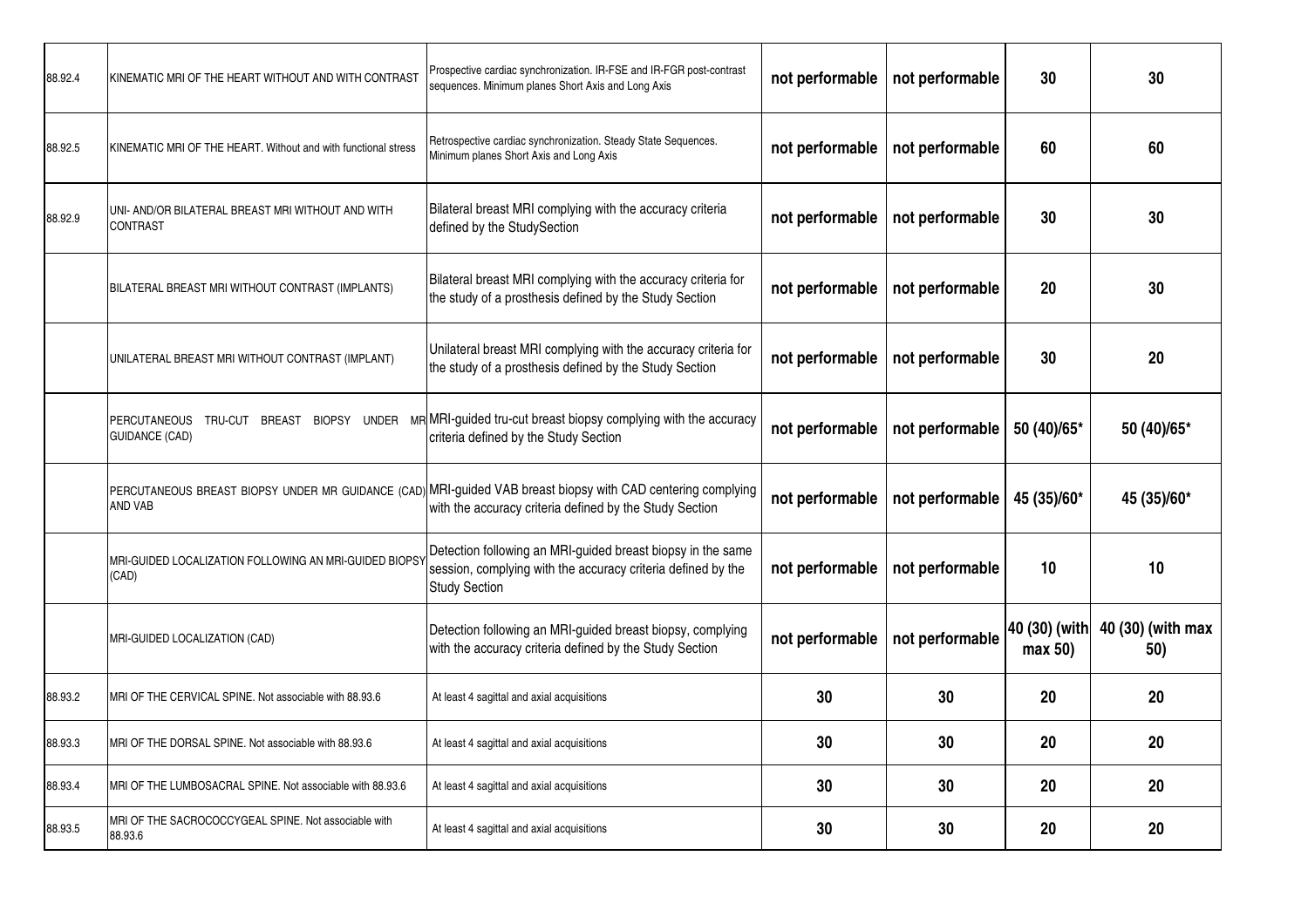| | | | | | | |
|---|---|---|---|---|---|---|
| 88.92.4 | KINEMATIC MRI OF THE HEART WITHOUT AND WITH CONTRAST | Prospective cardiac synchronization. IR-FSE and IR-FGR post-contrast sequences. Minimum planes Short Axis and Long Axis | not performable | not performable | 30 | 30 |
| 88.92.5 | KINEMATIC MRI OF THE HEART. Without and with functional stress | Retrospective cardiac synchronization. Steady State Sequences. Minimum planes Short Axis and Long Axis | not performable | not performable | 60 | 60 |
| 88.92.9 | UNI- AND/OR BILATERAL BREAST MRI WITHOUT AND WITH CONTRAST | Bilateral breast MRI complying with the accuracy criteria defined by the StudySection | not performable | not performable | 30 | 30 |
| | BILATERAL BREAST MRI WITHOUT CONTRAST (IMPLANTS) | Bilateral breast MRI complying with the accuracy criteria for the study of a prosthesis defined by the Study Section | not performable | not performable | 20 | 30 |
| | UNILATERAL BREAST MRI WITHOUT CONTRAST (IMPLANT) | Unilateral breast MRI complying with the accuracy criteria for the study of a prosthesis defined by the Study Section | not performable | not performable | 30 | 20 |
| | PERCUTANEOUS TRU-CUT BREAST BIOPSY UNDER MR GUIDANCE (CAD) | MRI-guided tru-cut breast biopsy complying with the accuracy criteria defined by the Study Section | not performable | not performable | 50 (40)/65* | 50 (40)/65* |
| | PERCUTANEOUS BREAST BIOPSY UNDER MR GUIDANCE (CAD) AND VAB | MRI-guided VAB breast biopsy with CAD centering complying with the accuracy criteria defined by the Study Section | not performable | not performable | 45 (35)/60* | 45 (35)/60* |
| | MRI-GUIDED LOCALIZATION FOLLOWING AN MRI-GUIDED BIOPSY (CAD) | Detection following an MRI-guided breast biopsy in the same session, complying with the accuracy criteria defined by the Study Section | not performable | not performable | 10 | 10 |
| | MRI-GUIDED LOCALIZATION (CAD) | Detection following an MRI-guided breast biopsy, complying with the accuracy criteria defined by the Study Section | not performable | not performable | 40 (30) (with max 50) | 40 (30) (with max 50) |
| 88.93.2 | MRI OF THE CERVICAL SPINE. Not associable with 88.93.6 | At least 4 sagittal and axial acquisitions | 30 | 30 | 20 | 20 |
| 88.93.3 | MRI OF THE DORSAL SPINE. Not associable with 88.93.6 | At least 4 sagittal and axial acquisitions | 30 | 30 | 20 | 20 |
| 88.93.4 | MRI OF THE LUMBOSACRAL SPINE. Not associable with 88.93.6 | At least 4 sagittal and axial acquisitions | 30 | 30 | 20 | 20 |
| 88.93.5 | MRI OF THE SACROCOCCYGEAL SPINE. Not associable with 88.93.6 | At least 4 sagittal and axial acquisitions | 30 | 30 | 20 | 20 |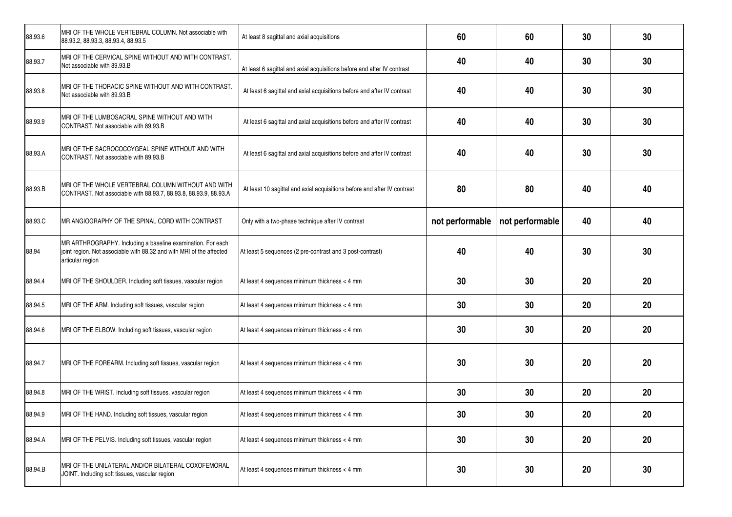| | | | | | | |
|---|---|---|---|---|---|---|
| 88.93.6 | MRI OF THE WHOLE VERTEBRAL COLUMN. Not associable with 88.93.2, 88.93.3, 88.93.4, 88.93.5 | At least 8 sagittal and axial acquisitions | 60 | 60 | 30 | 30 |
| 88.93.7 | MRI OF THE CERVICAL SPINE WITHOUT AND WITH CONTRAST. Not associable with 89.93.B | At least 6 sagittal and axial acquisitions before and after IV contrast | 40 | 40 | 30 | 30 |
| 88.93.8 | MRI OF THE THORACIC SPINE WITHOUT AND WITH CONTRAST. Not associable with 89.93.B | At least 6 sagittal and axial acquisitions before and after IV contrast | 40 | 40 | 30 | 30 |
| 88.93.9 | MRI OF THE LUMBOSACRAL SPINE WITHOUT AND WITH CONTRAST. Not associable with 89.93.B | At least 6 sagittal and axial acquisitions before and after IV contrast | 40 | 40 | 30 | 30 |
| 88.93.A | MRI OF THE SACROCOCCYGEAL SPINE WITHOUT AND WITH CONTRAST. Not associable with 89.93.B | At least 6 sagittal and axial acquisitions before and after IV contrast | 40 | 40 | 30 | 30 |
| 88.93.B | MRI OF THE WHOLE VERTEBRAL COLUMN WITHOUT AND WITH CONTRAST. Not associable with 88.93.7, 88.93.8, 88.93.9, 88.93.A | At least 10 sagittal and axial acquisitions before and after IV contrast | 80 | 80 | 40 | 40 |
| 88.93.C | MR ANGIOGRAPHY OF THE SPINAL CORD WITH CONTRAST | Only with a two-phase technique after IV contrast | not performable | not performable | 40 | 40 |
| 88.94 | MR ARTHROGRAPHY. Including a baseline examination. For each joint region. Not associable with 88.32 and with MRI of the affected articular region | At least 5 sequences (2 pre-contrast and 3 post-contrast) | 40 | 40 | 30 | 30 |
| 88.94.4 | MRI OF THE SHOULDER. Including soft tissues, vascular region | At least 4 sequences minimum thickness < 4 mm | 30 | 30 | 20 | 20 |
| 88.94.5 | MRI OF THE ARM. Including soft tissues, vascular region | At least 4 sequences minimum thickness < 4 mm | 30 | 30 | 20 | 20 |
| 88.94.6 | MRI OF THE ELBOW. Including soft tissues, vascular region | At least 4 sequences minimum thickness < 4 mm | 30 | 30 | 20 | 20 |
| 88.94.7 | MRI OF THE FOREARM. Including soft tissues, vascular region | At least 4 sequences minimum thickness < 4 mm | 30 | 30 | 20 | 20 |
| 88.94.8 | MRI OF THE WRIST. Including soft tissues, vascular region | At least 4 sequences minimum thickness < 4 mm | 30 | 30 | 20 | 20 |
| 88.94.9 | MRI OF THE HAND. Including soft tissues, vascular region | At least 4 sequences minimum thickness < 4 mm | 30 | 30 | 20 | 20 |
| 88.94.A | MRI OF THE PELVIS. Including soft tissues, vascular region | At least 4 sequences minimum thickness < 4 mm | 30 | 30 | 20 | 20 |
| 88.94.B | MRI OF THE UNILATERAL AND/OR BILATERAL COXOFEMORAL JOINT. Including soft tissues, vascular region | At least 4 sequences minimum thickness < 4 mm | 30 | 30 | 20 | 30 |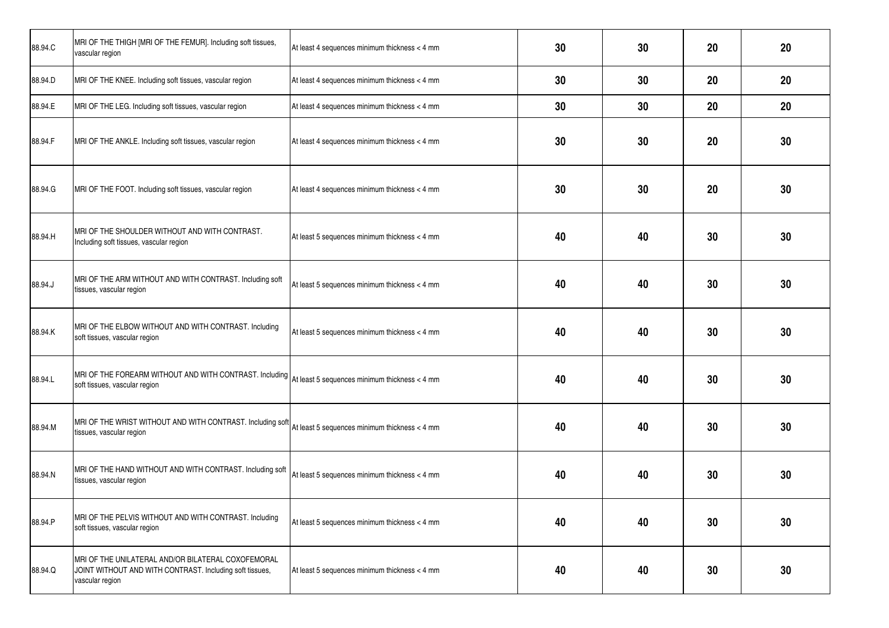| | | | | | | |
|---|---|---|---|---|---|---|
| 88.94.C | MRI OF THE THIGH [MRI OF THE FEMUR]. Including soft tissues, vascular region | At least 4 sequences minimum thickness < 4 mm | 30 | 30 | 20 | 20 |
| 88.94.D | MRI OF THE KNEE. Including soft tissues, vascular region | At least 4 sequences minimum thickness < 4 mm | 30 | 30 | 20 | 20 |
| 88.94.E | MRI OF THE LEG. Including soft tissues, vascular region | At least 4 sequences minimum thickness < 4 mm | 30 | 30 | 20 | 20 |
| 88.94.F | MRI OF THE ANKLE. Including soft tissues, vascular region | At least 4 sequences minimum thickness < 4 mm | 30 | 30 | 20 | 30 |
| 88.94.G | MRI OF THE FOOT. Including soft tissues, vascular region | At least 4 sequences minimum thickness < 4 mm | 30 | 30 | 20 | 30 |
| 88.94.H | MRI OF THE SHOULDER WITHOUT AND WITH CONTRAST. Including soft tissues, vascular region | At least 5 sequences minimum thickness < 4 mm | 40 | 40 | 30 | 30 |
| 88.94.J | MRI OF THE ARM WITHOUT AND WITH CONTRAST. Including soft tissues, vascular region | At least 5 sequences minimum thickness < 4 mm | 40 | 40 | 30 | 30 |
| 88.94.K | MRI OF THE ELBOW WITHOUT AND WITH CONTRAST. Including soft tissues, vascular region | At least 5 sequences minimum thickness < 4 mm | 40 | 40 | 30 | 30 |
| 88.94.L | MRI OF THE FOREARM WITHOUT AND WITH CONTRAST. Including soft tissues, vascular region | At least 5 sequences minimum thickness < 4 mm | 40 | 40 | 30 | 30 |
| 88.94.M | MRI OF THE WRIST WITHOUT AND WITH CONTRAST. Including soft tissues, vascular region | At least 5 sequences minimum thickness < 4 mm | 40 | 40 | 30 | 30 |
| 88.94.N | MRI OF THE HAND WITHOUT AND WITH CONTRAST. Including soft tissues, vascular region | At least 5 sequences minimum thickness < 4 mm | 40 | 40 | 30 | 30 |
| 88.94.P | MRI OF THE PELVIS WITHOUT AND WITH CONTRAST. Including soft tissues, vascular region | At least 5 sequences minimum thickness < 4 mm | 40 | 40 | 30 | 30 |
| 88.94.Q | MRI OF THE UNILATERAL AND/OR BILATERAL COXOFEMORAL JOINT WITHOUT AND WITH CONTRAST. Including soft tissues, vascular region | At least 5 sequences minimum thickness < 4 mm | 40 | 40 | 30 | 30 |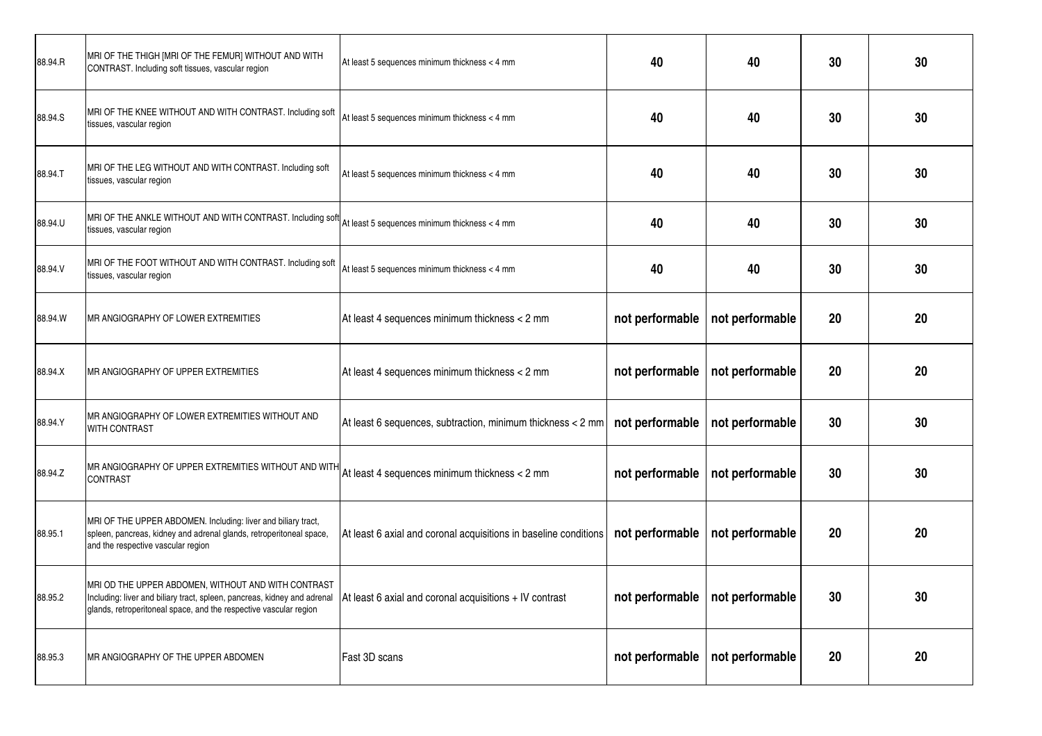| | | | | | | |
|---|---|---|---|---|---|---|
| 88.94.R | MRI OF THE THIGH [MRI OF THE FEMUR] WITHOUT AND WITH CONTRAST. Including soft tissues, vascular region | At least 5 sequences minimum thickness < 4 mm | **40** | **40** | **30** | **30** |
| 88.94.S | MRI OF THE KNEE WITHOUT AND WITH CONTRAST. Including soft tissues, vascular region | At least 5 sequences minimum thickness < 4 mm | **40** | **40** | **30** | **30** |
| 88.94.T | MRI OF THE LEG WITHOUT AND WITH CONTRAST. Including soft tissues, vascular region | At least 5 sequences minimum thickness < 4 mm | **40** | **40** | **30** | **30** |
| 88.94.U | MRI OF THE ANKLE WITHOUT AND WITH CONTRAST. Including soft tissues, vascular region | At least 5 sequences minimum thickness < 4 mm | **40** | **40** | **30** | **30** |
| 88.94.V | MRI OF THE FOOT WITHOUT AND WITH CONTRAST. Including soft tissues, vascular region | At least 5 sequences minimum thickness < 4 mm | **40** | **40** | **30** | **30** |
| 88.94.W | MR ANGIOGRAPHY OF LOWER EXTREMITIES | At least 4 sequences minimum thickness < 2 mm | **not performable** | **not performable** | **20** | **20** |
| 88.94.X | MR ANGIOGRAPHY OF UPPER EXTREMITIES | At least 4 sequences minimum thickness < 2 mm | **not performable** | **not performable** | **20** | **20** |
| 88.94.Y | MR ANGIOGRAPHY OF LOWER EXTREMITIES WITHOUT AND WITH CONTRAST | At least 6 sequences, subtraction, minimum thickness < 2 mm | **not performable** | **not performable** | **30** | **30** |
| 88.94.Z | MR ANGIOGRAPHY OF UPPER EXTREMITIES WITHOUT AND WITH CONTRAST | At least 4 sequences minimum thickness < 2 mm | **not performable** | **not performable** | **30** | **30** |
| 88.95.1 | MRI OF THE UPPER ABDOMEN. Including: liver and biliary tract, spleen, pancreas, kidney and adrenal glands, retroperitoneal space, and the respective vascular region | At least 6 axial and coronal acquisitions in baseline conditions | **not performable** | **not performable** | **20** | **20** |
| 88.95.2 | MRI OD THE UPPER ABDOMEN, WITHOUT AND WITH CONTRAST Including: liver and biliary tract, spleen, pancreas, kidney and adrenal glands, retroperitoneal space, and the respective vascular region | At least 6 axial and coronal acquisitions + IV contrast | **not performable** | **not performable** | **30** | **30** |
| 88.95.3 | MR ANGIOGRAPHY OF THE UPPER ABDOMEN | Fast 3D scans | **not performable** | **not performable** | **20** | **20** |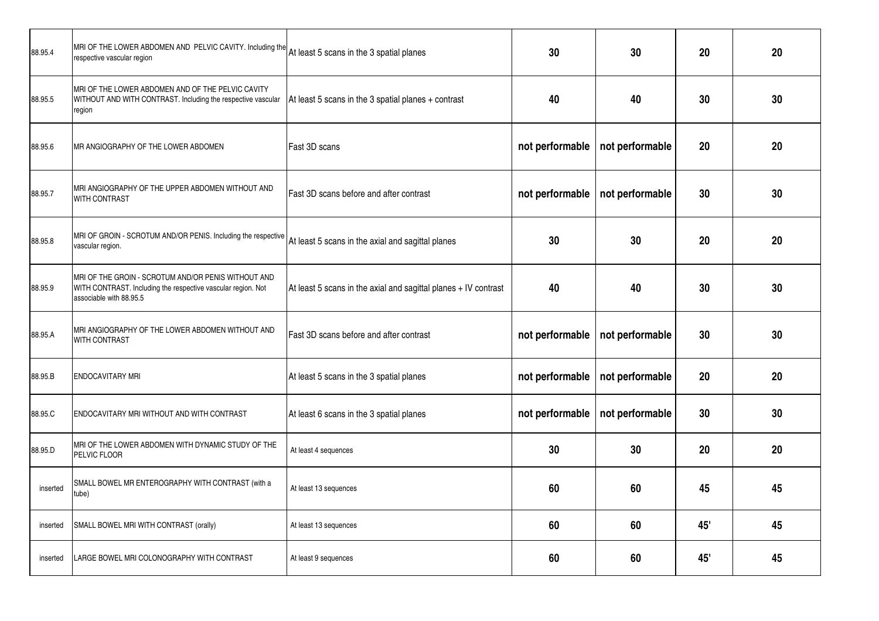| | | | | | | |
|---|---|---|---|---|---|---|
| 88.95.4 | MRI OF THE LOWER ABDOMEN AND PELVIC CAVITY. Including the respective vascular region | At least 5 scans in the 3 spatial planes | 30 | 30 | 20 | 20 |
| 88.95.5 | MRI OF THE LOWER ABDOMEN AND OF THE PELVIC CAVITY WITHOUT AND WITH CONTRAST. Including the respective vascular region | At least 5 scans in the 3 spatial planes + contrast | 40 | 40 | 30 | 30 |
| 88.95.6 | MR ANGIOGRAPHY OF THE LOWER ABDOMEN | Fast 3D scans | not performable | not performable | 20 | 20 |
| 88.95.7 | MRI ANGIOGRAPHY OF THE UPPER ABDOMEN WITHOUT AND WITH CONTRAST | Fast 3D scans before and after contrast | not performable | not performable | 30 | 30 |
| 88.95.8 | MRI OF GROIN - SCROTUM AND/OR PENIS. Including the respective vascular region. | At least 5 scans in the axial and sagittal planes | 30 | 30 | 20 | 20 |
| 88.95.9 | MRI OF THE GROIN - SCROTUM AND/OR PENIS WITHOUT AND WITH CONTRAST. Including the respective vascular region. Not associable with 88.95.5 | At least 5 scans in the axial and sagittal planes + IV contrast | 40 | 40 | 30 | 30 |
| 88.95.A | MRI ANGIOGRAPHY OF THE LOWER ABDOMEN WITHOUT AND WITH CONTRAST | Fast 3D scans before and after contrast | not performable | not performable | 30 | 30 |
| 88.95.B | ENDOCAVITARY MRI | At least 5 scans in the 3 spatial planes | not performable | not performable | 20 | 20 |
| 88.95.C | ENDOCAVITARY MRI WITHOUT AND WITH CONTRAST | At least 6 scans in the 3 spatial planes | not performable | not performable | 30 | 30 |
| 88.95.D | MRI OF THE LOWER ABDOMEN WITH DYNAMIC STUDY OF THE PELVIC FLOOR | At least 4 sequences | 30 | 30 | 20 | 20 |
| inserted | SMALL BOWEL MR ENTEROGRAPHY WITH CONTRAST (with a tube) | At least 13 sequences | 60 | 60 | 45 | 45 |
| inserted | SMALL BOWEL MRI WITH CONTRAST (orally) | At least 13 sequences | 60 | 60 | 45' | 45 |
| inserted | LARGE BOWEL MRI COLONOGRAPHY WITH CONTRAST | At least 9 sequences | 60 | 60 | 45' | 45 |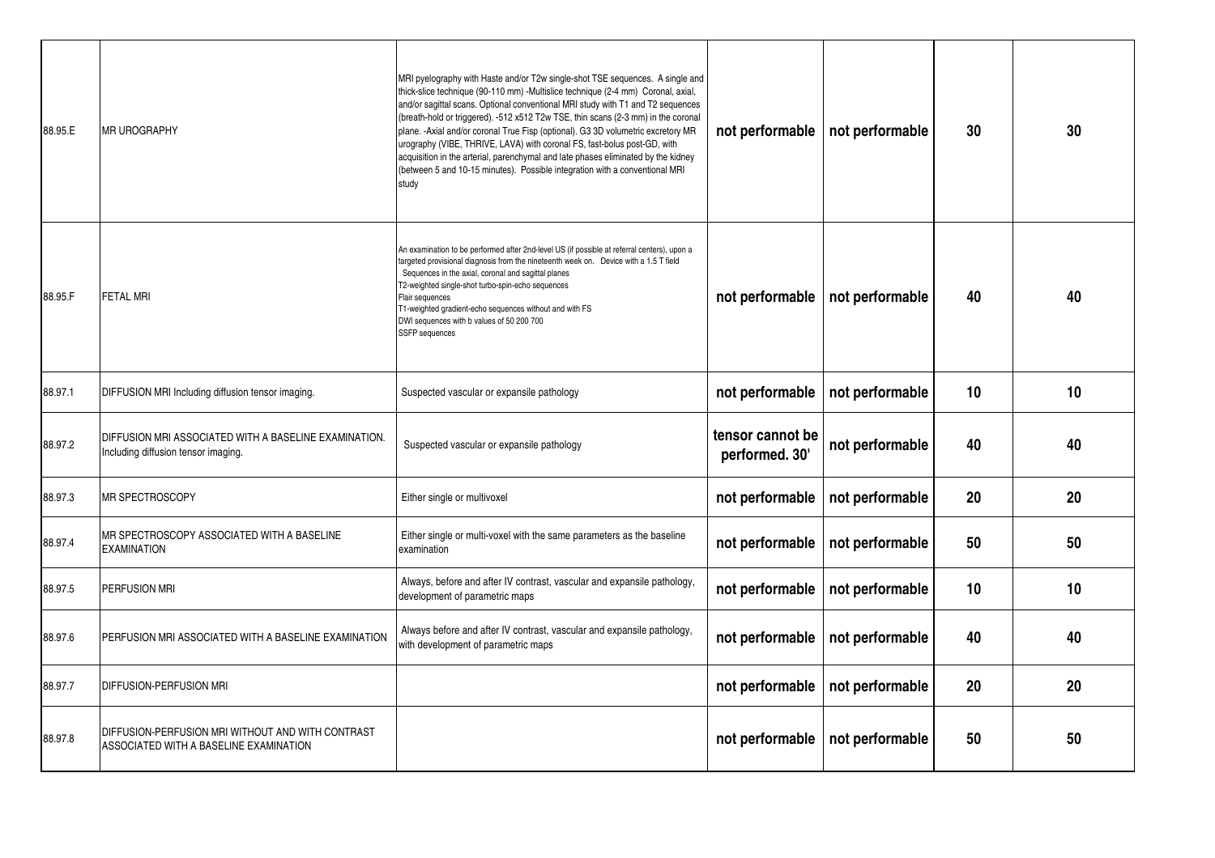| | | | | | | |
|---|---|---|---|---|---|---|
| 88.95.E | MR UROGRAPHY | MRI pyelography with Haste and/or T2w single-shot TSE sequences. A single and thick-slice technique (90-110 mm) -Multislice technique (2-4 mm) Coronal, axial, and/or sagittal scans. Optional conventional MRI study with T1 and T2 sequences (breath-hold or triggered). -512 x512 T2w TSE, thin scans (2-3 mm) in the coronal plane. -Axial and/or coronal True Fisp (optional). G3 3D volumetric excretory MR urography (VIBE, THRIVE, LAVA) with coronal FS, fast-bolus post-GD, with acquisition in the arterial, parenchymal and late phases eliminated by the kidney (between 5 and 10-15 minutes). Possible integration with a conventional MRI study | not performable | not performable | 30 | 30 |
| 88.95.F | FETAL MRI | An examination to be performed after 2nd-level US (if possible at referral centers), upon a targeted provisional diagnosis from the nineteenth week on. Device with a 1.5 T field<br>Sequences in the axial, coronal and sagittal planes<br>T2-weighted single-shot turbo-spin-echo sequences<br>Flair sequences<br>T1-weighted gradient-echo sequences without and with FS<br>DWI sequences with b values of 50 200 700<br>SSFP sequences | not performable | not performable | 40 | 40 |
| 88.97.1 | DIFFUSION MRI Including diffusion tensor imaging. | Suspected vascular or expansile pathology | not performable | not performable | 10 | 10 |
| 88.97.2 | DIFFUSION MRI ASSOCIATED WITH A BASELINE EXAMINATION. Including diffusion tensor imaging. | Suspected vascular or expansile pathology | tensor cannot be performed. 30' | not performable | 40 | 40 |
| 88.97.3 | MR SPECTROSCOPY | Either single or multivoxel | not performable | not performable | 20 | 20 |
| 88.97.4 | MR SPECTROSCOPY ASSOCIATED WITH A BASELINE EXAMINATION | Either single or multi-voxel with the same parameters as the baseline examination | not performable | not performable | 50 | 50 |
| 88.97.5 | PERFUSION MRI | Always, before and after IV contrast, vascular and expansile pathology, development of parametric maps | not performable | not performable | 10 | 10 |
| 88.97.6 | PERFUSION MRI ASSOCIATED WITH A BASELINE EXAMINATION | Always before and after IV contrast, vascular and expansile pathology, with development of parametric maps | not performable | not performable | 40 | 40 |
| 88.97.7 | DIFFUSION-PERFUSION MRI | | not performable | not performable | 20 | 20 |
| 88.97.8 | DIFFUSION-PERFUSION MRI WITHOUT AND WITH CONTRAST ASSOCIATED WITH A BASELINE EXAMINATION | | not performable | not performable | 50 | 50 |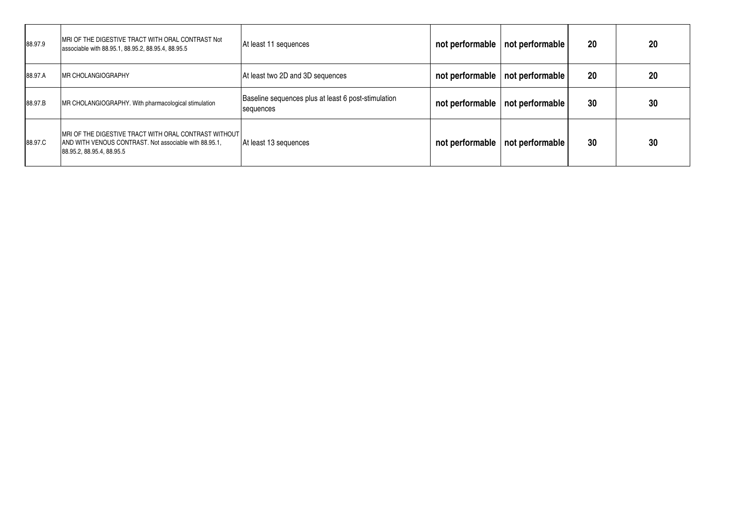| | | | | | | |
|---|---|---|---|---|---|---|
| 88.97.9 | MRI OF THE DIGESTIVE TRACT WITH ORAL CONTRAST Not associable with 88.95.1, 88.95.2, 88.95.4, 88.95.5 | At least 11 sequences | **not performable** | **not performable** | **20** | **20** |
| 88.97.A | MR CHOLANGIOGRAPHY | At least two 2D and 3D sequences | **not performable** | **not performable** | **20** | **20** |
| 88.97.B | MR CHOLANGIOGRAPHY. With pharmacological stimulation | Baseline sequences plus at least 6 post-stimulation sequences | **not performable** | **not performable** | **30** | **30** |
| 88.97.C | MRI OF THE DIGESTIVE TRACT WITH ORAL CONTRAST WITHOUT AND WITH VENOUS CONTRAST. Not associable with 88.95.1, 88.95.2, 88.95.4, 88.95.5 | At least 13 sequences | **not performable** | **not performable** | **30** | **30** |